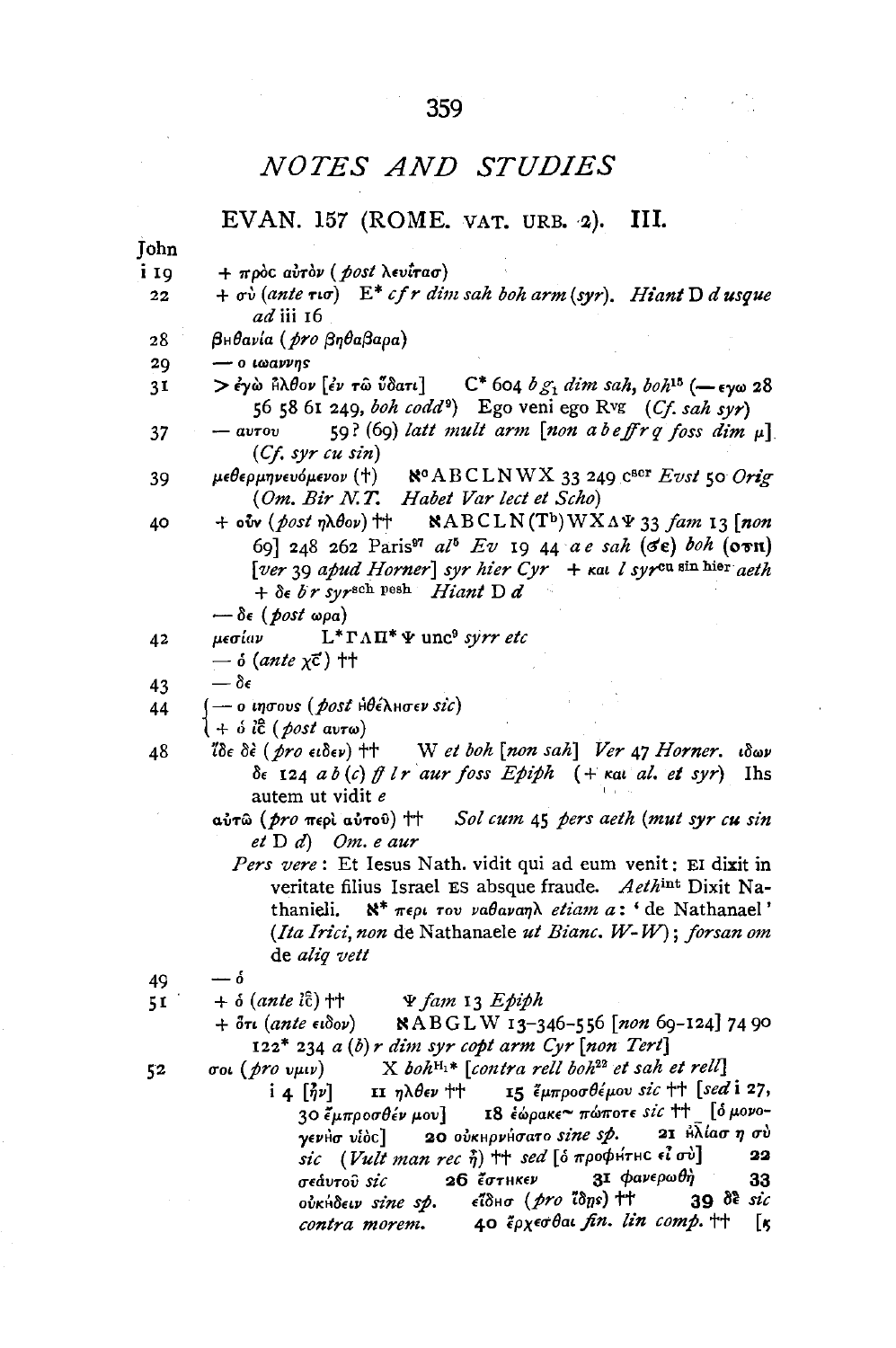## NOTES AND STUDIES

### EVAN. 157 (ROME. VAT. URB. 2). III.

John

i 19 + πρὸς αὐτὸν (*post* λευίτασ)

22 + σὺ (*ante* τισ) E* *cf r dim sah boh arm* (*syr*). *Hiant* D *d usque ad* iii 16

28 βηθανία (*pro* βηθαβαρα)

29 — ο ιωαννης

31 > ἐγὼ ἦλθον [ἐν τῷ ὕδατι] C* 604 *b* $g_1$ *dim sah, boh*[15] (— εγω 28 56 58 61 249, *boh codd*[9]) Ego veni ego Rvg (*Cf. sah syr*)

37 — αυτου 59? (69) *latt mult arm* [*non a b e ff r q foss dim* μ] (*Cf. syr cu sin*)

39 μεθερμηνευόμενον (†) ℵ$^{c}$ A B C L N W X 33 249 c$^{scr}$ *Evst* 50 *Orig* (*Om. Bir N.T. Habet Var lect et Scho*)

40 + οὖν (*post* ηλθον) †† ℵ A B C L N (T$^{b}$) W X Δ Ψ 33 *fam* 13 [*non* 69] 248 262 Paris$^{97}$ *al*$^{5}$ *Ev* 19 44 *a e sah* (σε) *boh* (ουη) [*ver* 39 *apud Horner*] *syr hier Cyr* + και *l syr*$^{\text{cu sin hier}}$ *aeth* + δε *b r syr*$^{\text{sch pesh}}$ *Hiant* D *d*

— δε (*post* ωρα)

42 μεσίαν L* Γ Λ Π* Ψ unc$^{9}$ *syrr etc*

— ὁ (*ante* χ̅ς̅) ††

43 — δε

44 { — ο ιησους (*post* ἠθέλησεν *sic*)
{ + ὁ ι̅ς̅ (*post* αυτω)

48 ἴδε δὲ (*pro* ειδεν) †† W *et boh* [*non sah*] *Ver* 47 *Horner*. ιδων δε 124 *a b* (*c*) *ff l r aur foss Epiph* (+ και *al. et syr*) Ihs autem ut vidit *e*

αὐτῷ (*pro* περὶ αὐτοῦ) †† *Sol cum* 45 *pers aeth* (*mut syr cu sin et* D *d*) *Om. e aur*

*Pers vere*: Et Iesus Nath. vidit qui ad eum venit: EI dixit in veritate filius Israel ES absque fraude. *Aeth*$^{\text{int}}$ Dixit Nathanieli. ℵ* περι του ναθαναηλ *etiam a*: 'de Nathanael' (*Ita Irici, non* de Nathanaele *ut Bianc. W-W*); *forsan om* de *aliq vett*

49 — ὁ

51 + ὁ (*ante* ι̅ς̅) †† Ψ *fam* 13 *Epiph*

+ ὅτι (*ante* ειδον) ℵ A B G L W 13-346-556 [*non* 69-124] 74 90 122* 234 *a* (*b*) *r dim syr copt arm Cyr* [*non Tert*]

52 σοι (*pro* υμιν) X *boh*$^{\text{H}_1 *}$ [*contra rell boh*$^{22}$ *et sah et rell*]

i 4 [ἦν] 11 ηλθεν †† 15 ἔμπροσθέμου *sic* †† [*sed* i 27, 30 ἔμπροσθέν μου] 18 ἑώρακε~ πώποτε *sic* †† [ὁ μονογενὴσ υἱὸς] 20 οὐκηρνήσατο *sine sp.* 21 ἠλίασ η σὺ *sic* (*Vult man rec* ἢ) †† *sed* [ὁ προφήτης εἶ σὺ] 22 σεάυτοῦ *sic* 26 ἕστηκεν 31 φανερωθῆ 33 οὐκήδειν *sine sp.* εἴδησ (*pro* ἴδῃς) †† 39 δὲ *sic contra morem.* 40 ἔρχεσθαι *fin. lin comp.* †† [κ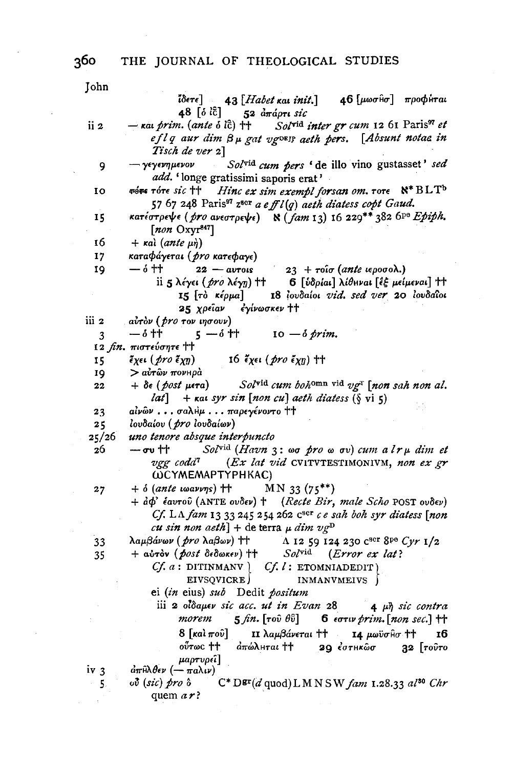John

*ἴδετε*] 43 [*Habet* και *init.*] 46 [*μωσῆσ*] *προφῆται* 48 [ὁ ἰς̄] 52 *ἀπάρτι sic*

ii 2 — και *prim.* (*ante* ὁ ἰς̄) †† *Sol*vid *inter gr cum* 12 61 Paris97 *et e f l q aur dim β μ gat vg*DEJP *aeth pers.* [*Absunt notae in Tisch de ver* 2]

9 — γεγενημενον *Sol*vid *cum pers* 'de illo vino gustasset' *sed add.* 'longe gratissimi saporis erat'

10 ~~πότε~~ τότε *sic* †† *Hinc ex sim exempl forsan om.* τοτε ℵ* B L Tb 57 67 248 Paris97 zscr *a e ff l (q) aeth diatess copt Gaud.*

15 κατέστρεψε (*pro* ανεστρεψε) ℵ (*fam* 13) 16 229** 382 6pe *Epiph.* [*non* Oxyr847]

16 + καὶ (*ante* μὴ)

17 καταφάγεται (*pro* κατεφαγε)

19 — ὁ †† 22 — αυτοις 23 + τοῖσ (*ante* ιεροσολ.)

ii 5 λέγει (*pro* λέγῃ) †† 6 [ὑδρίαι] λίθηναι [ἐξ μείμεναι] †† 15 [τὸ κέρμα] 18 ἰουδαίοι *vid. sed ver* 20 ἰουδαῖοι 25 χρείαν ἐγίνωσκεν ††

iii 2 αὐτὸν (*pro* τον ιησουν)

3 — ὁ †† 5 — ὁ †† 10 — ὁ *prim.*

12 *fin.* πιστεύσητε ††

15 ἔχει (*pro* ἔχῃ) 16 ἔχει (*pro* ἔχῃ) ††

19 > αὐτῶν πονηρὰ

22 + δε (*post* μετα) *Sol*vid *cum boh*omn vid *vg*T [*non sah non al. lat*] + και *syr sin* [*non cu*] *aeth diatess* (§ vi 5)

23 αἰνῶν . . . σαλὴμ . . . παρεγένοντο ††

25 ἰουδαίου (*pro* ἰουδαίων)

25/26 *uno tenore absque interpuncto*

26 — συ †† *Sol*vid (*Havn* 3: ωσ *pro* ω συ) *cum a l r μ dim et vgg codd*7 (*Ex lat vid* CVITVTESTIMONIVM, *non ex gr* ωCYMEMAPTYPHKAC)

27 + ὁ (*ante* ιωαννης) †† M N 33 (75**)

+ ἀφ' ἑαυτοῦ (ANTE ουδεν) † (*Recte Bir, male Scho* POST ουδεν) *Cf.* L Λ *fam* 13 33 245 254 262 cscr *c e sah boh syr diatess* [*non cu sin non aeth*] + de terra *μ dim vg*D

33 λαμβάνων (*pro* λαβων) †† Λ 12 59 124 230 cscr 8pe *Cyr* 1/2

35 + αὐτὸν (*post* δεδωκεν) †† *Sol*vid (*Error ex lat?*

*Cf. a*: DITINMANV EIVSQVICRE *Cf. l*: ETOMNIADEDIT INMANVMEIVS

ei (*in* eius) *sub* Dedit *positum*

iii 2 οἴδαμεν *sic acc. ut in Evan* 28 4 μὴ *sic contra morem* 5 *fin.* [τοῦ θῦ] 6 εστιν *prim.* [*non sec.*] †† 8 [καὶ ποῦ] 11 λαμβάνεται †† 14 μωϋσῆσ †† 16 οὕτωc †† ἀπώληται †† 29 ἑστηκῶσ 32 [τοῦτο μαρτυρεῖ]

iv 3 ἀπῆλθεν (— παλιν)

5 οὗ (*sic*) *pro* ὃ C* Dgr(*d* quod) L M N S W *fam* 1.28.33 *al*30 *Chr* quem *a r*?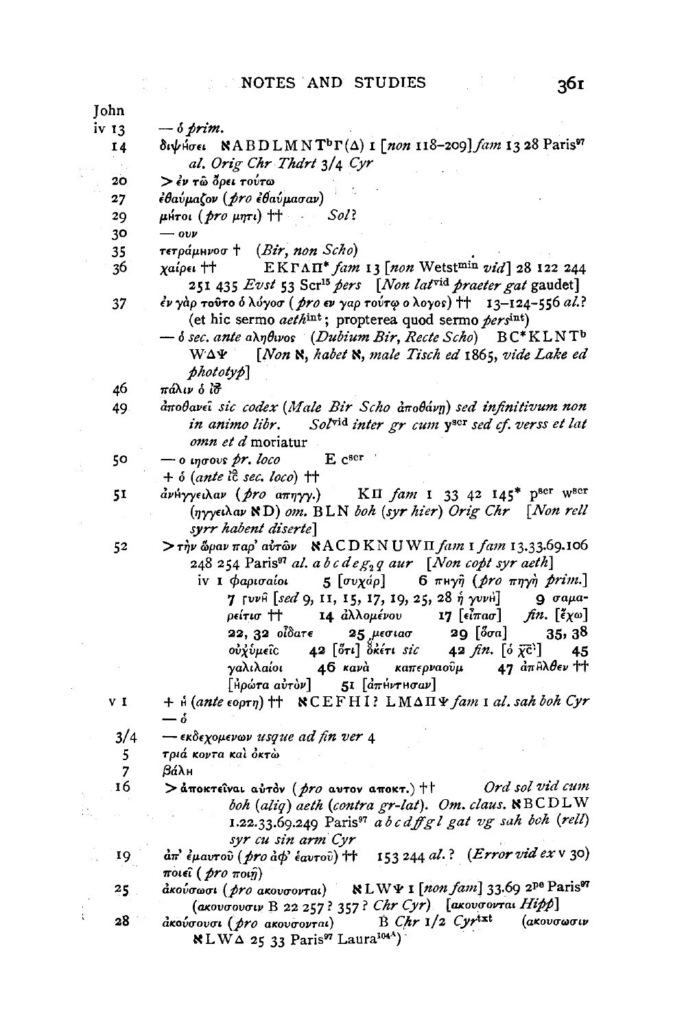John

iv 13 — ὁ *prim.*

14 διψήσει ℵABDLMNT[b]Γ(Δ) I [*non* 118–209] *fam* 13 28 Paris[97] *al. Orig Chr Thdrt* 3/4 *Cyr*

20 > ἐν τῷ ὄρει τούτῳ

27 ἐθαύμαζον (*pro* ἐθαύμασαν)

29 μήτοι (*pro* μητι) †† *Sol*?

30 — ουν

35 τετράμηνοσ † (*Bir, non Scho*)

36 χαίρει †† EKΓΛΠ* *fam* 13 [*non* Wetst[min] *vid*] 28 122 244 251 435 *Evst* 53 Scr[15] *pers* [*Non lat*[vid] *praeter gat* gaudet]

37 ἐν γὰρ τοῦτο ὁ λόγοσ (*pro* εν γαρ τούτῳ ο λογος) †† 13–124–556 *al.*? (et hic sermo *aeth*[int]; propterea quod sermo *pers*[int])

— ὁ *sec. ante* αληθινος (*Dubium Bir, Recte Scho*) BC*KLNT[b] WΔΨ [*Non* ℵ, *habet* ℵ, *male Tisch ed* 1865, *vide Lake ed phototyp*]

46 πάλιν ὁ ις̅

49 ἀποθανεῖ *sic codex* (*Male Bir Scho* ἀποθάνῃ) *sed infinitivum non in animo libr.* *Sol*[vid] *inter gr cum* y[scr] *sed cf. verss et lat omn et d* moriatur

50 — ο ιησους *pr. loco* E c[scr]

+ ὁ (*ante* ις̅ *sec. loco*) ††

51 ἀνήγγειλαν (*pro* απηγγ.) KΠ *fam* 1 33 42 145* p[scr] w[scr] (ηγγειλαν ℵD) *om.* BLN *boh* (*syr hier*) *Orig Chr* [*Non rell syrr habent diserte*]

52 > τὴν ὥραν παρ' αὐτῶν ℵACDKNUWΠ *fam* 1 *fam* 13.33.69.106 248 254 Paris[97] *al. a b c d e g*[2] *q aur* [*Non copt syr aeth*]

iv 1 φαρισαίοι 5 [συχάρ] 6 πηγῇ (*pro* πηγῇ *prim.*) 7 γυνή [*sed* 9, 11, 15, 17, 19, 25, 28 ἡ γυνή] 9 σαμαρείτισ †† 14 ἀλλομένου 17 [εἶπασ] *fin.* [ἔχω] 22, 32 οἴδατε 25 μεσιασ 29 [ὅσα] 35, 38 οὐχ ὑμεῖς 42 [ὅτι] ὀκέτι *sic* 42 *fin.* [ὁ χ̅ς̅] 45 γαλιλαίοι 46 κανὰ καπερναοῦμ 47 ἀπῆλθεν †† [ἠρώτα αὐτὸν] 51 [ἀπήντησαν]

v 1 + ἡ (*ante* εορτη) †† ℵCEFHI? LMΔΠΨ *fam* 1 *al. sah boh Cyr* — ὁ

3/4 — εκδεχομενων *usque ad fin ver* 4

5 τριά κοντα καὶ ὀκτὼ

7 βάλῃ

16 > ἀποκτεῖναι αὐτὸν (*pro* αυτον αποκτ.) †† *Ord sol vid cum boh* (*aliq*) *aeth* (*contra gr-lat*). *Om. claus.* ℵBCDLW 1.22.33.69.249 Paris[97] *a b c d ff g l gat vg sah boh* (*rell*) *syr cu sin arm Cyr*

19 ἀπ' ἐμαυτοῦ (*pro* ἀφ' ἑαυτοῦ) †† 153 244 *al.*? (*Error vid ex* v 30)

ποιεῖ (*pro* ποιῇ)

25 ἀκούσωσι (*pro* ακουσονται) ℵLWΨ 1 [*non fam*] 33.69 2[pe] Paris[97] (ακουσουσιν B 22 257? 357? *Chr Cyr*) [ακουσονται *Hipp*]

28 ἀκούσουσι (*pro* ακουσονται) B *Chr* 1/2 *Cyr*[txt] (ακουσωσιν ℵLWΔ 25 33 Paris[97] Laura[104A])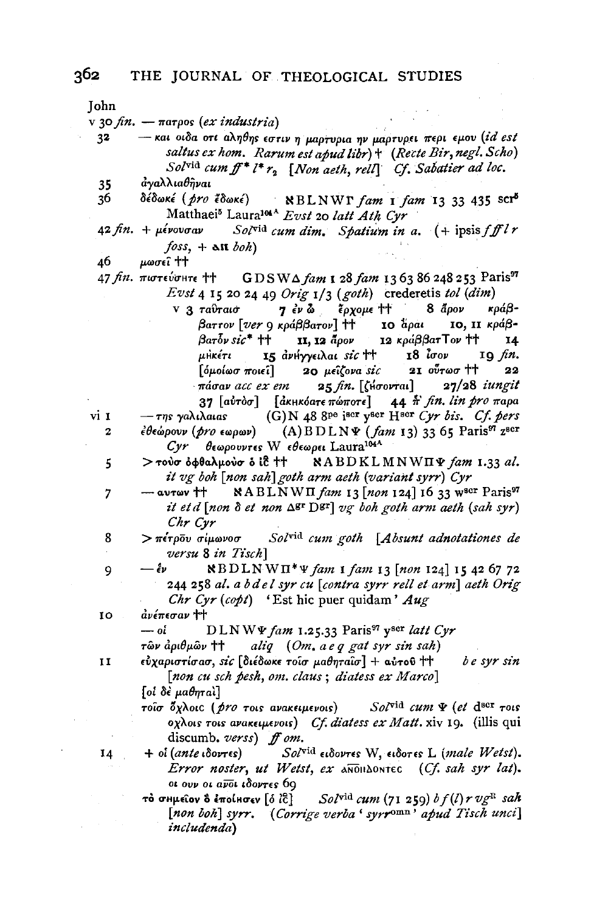John

v 30 *fin.* — πατρος (*ex industria*)

32 — και οιδα οτι αληθης εστιν η μαρτυρια ην μαρτυρει περι εμου (*id est saltus ex hom. Rarum est apud libr*) † (*Recte Bir, negl. Scho*) Sol[vid] *cum ff\* l\* r*[2] [*Non aeth, rell*] *Cf. Sabatier ad loc.*

35 ἀγαλλιαθῆναι

36 δέδωκέ (*pro* ἔδωκέ) ℵBLNWΓ *fam* 1 *fam* 13 33 435 scr[5] Matthaei[5] Laura[104A] *Evst* 20 *latt Ath Cyr*

42 *fin.* + μένουσαν Sol[vid] *cum dim. Spatium in a.* (+ ipsis *f ff l r foss*, + ⲁⲛ *boh*)

46 μωσεῖ ††

47 *fin.* πιστεύσητε †† GDSWΔ *fam* 1 28 *fam* 13 63 86 248 253 Paris[97] *Evst* 4 15 20 24 49 *Orig* 1/3 (*goth*) crederetis *tol* (*dim*)

v 3 ταῦταισ 7 ἐν ὧ ἔρχομε †† 8 ἆρον κράβ-βαττον [*ver* 9 κράββατον] †† 10 ἆραι 10, 11 κράβ-βατὸν *sic*\* †† 11, 12 ἆρον 12 κράββατΤον †† 14 μηκέτι 15 ἀνήγγειλαι *sic* †† 18 ἴσον 19 *fin.* [ὁμοίωσ ποιεῖ] 20 μεῖζονα *sic* 21 οὕτωσ †† 22 πάσαν *acc ex em* 25 *fin.* [ζήσονται] 27/28 *iungit* 37 [αὐτὸσ] [ἀκηκόατε πώποτε] 44 π̄ *fin. lin pro* παρα

vi 1 — της γαλιλαιας (G)N 48 8[pe] i[scr] y[scr] H[scr] *Cyr bis. Cf. pers*

2 ἐθεώρουν (*pro* εωρων) (A)BDLNΨ (*fam* 13) 33 65 Paris[97] z[scr] *Cyr* θεωρουντες W εθεωρει Laura[104A]

5 > τοὺσ ὀφθαλμοὺσ ὁ ι̅ς̅ †† ℵABDKLMNWΠΨ *fam* 1.33 *al. it vg boh* [*non sah*] *goth arm aeth* (*variant syrr*) *Cyr*

7 — αυτων †† ℵABLNWΠ *fam* 13 [*non* 124] 16 33 w[scr] Paris[97] *it et d* [*non δ et non* Δ[gr] D[gr]] *vg boh goth arm aeth* (*sah syr*) *Chr Cyr*

8 > πέτρου σίμωνοσ Sol[vid] *cum goth* [*Absunt adnotationes de versu* 8 *in Tisch*]

9 — ἐν ℵBDLNWΠ\*Ψ *fam* 1 *fam* 13 [*non* 124] 15 42 67 72 244 258 *al. a b d e l syr cu* [*contra syrr rell et arm*] *aeth Orig Chr Cyr* (*copt*) 'Est hic puer quidam' *Aug*

10 ἀνέπεσαν ††

— οἱ DLNWΨ *fam* 1.25.33 Paris[97] y[scr] *latt Cyr*

τῶν ἀριθμῶν †† *aliq* (*Om. a e q gat syr sin sah*)

11 εὐχαριστίσασ, *sic* [διέδωκε τοῖσ μαθηταῖσ] + αὐτοῦ †† *b e syr sin* [*non cu sch pesh, om. claus*; *diatess ex Marco*]

[οἱ δὲ μαθηταὶ]

τοῖσ ὄχλοις (*pro* τοις ανακειμενοις) Sol[vid] *cum* Ψ (*et* d[scr] τοις οχλοις τοις ανακειμενοις) *Cf. diatess ex Matt.* xiv 19. (illis qui discumb. *verss*) *ff om.*

14 + οἱ (*ante* ιδοντες) Sol[vid] ειδοντες W, ειδοτες L (*male Wetst*). *Error noster, ut Wetst, ex* ⲁⲚⲞⲒⲆⲞⲚⲦⲈⲤ (*Cf. sah syr lat*). οι ουν οι ανοι ιδοντες 69

τὸ σημεῖον ὃ ἐποίησεν [ὁ ι̅ς̅] Sol[vid] *cum* (71 259) *b f* (*l*) *r vg*[R] *sah* [*non boh*] *syrr.* (*Corrige verba* '*syrr*[omn]' *apud Tisch unci*] *includenda*)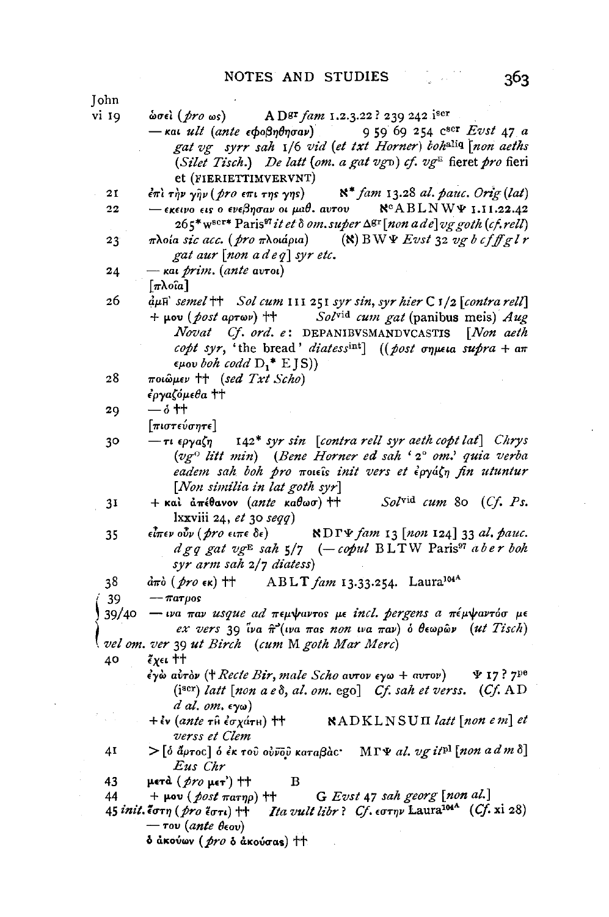John

vi 19 ὡσεὶ (*pro* ως) A D[gr] *fam* 1.2.3.22 ? 239 242 i[scr]

— και *ult* (*ante* εφοβηθησαν) 9 59 69 254 c[scr] *Evst* 47 *a gat vg syrr sah* 1/6 *vid* (*et txt Horner*) *boh*[aliq] [*non aeths* (*Silet Tisch.*) *De latt* (*om. a gat vg*D) *cf. vg*E fieret *pro* fieri et (FIERIETTIMVERVNT)

21 ἐπὶ τὴν γῆν (*pro* επι της γης) ℵ* *fam* 13.28 *al. pauc. Orig* (*lat*)

22 — εκεινο εις ο ενεβησαν οι μαθ. αυτου ℵ[c]ABLNWΨ 1.11.22.42 265* w[scr*] Paris[97] *it et* δ *om. super* Δ[gr] [*non a d e*] *vg goth* (*cf. rell*)

23 πλοία *sic acc.* (*pro* πλοιαρια) (ℵ) BWΨ *Evst* 32 *vg b c f ff g l r gat aur* [*non a d e q*] *syr etc.*

24 — και *prim.* (*ante* αυτοι)

[πλοῖα]

26 ἀμῆ' *semel* †† *Sol cum* 111 251 *syr sin, syr hier* C 1/2 [*contra rell*]

+ μου (*post* αρτων) †† *Sol*[vid] *cum gat* (panibus meis) *Aug Novat Cf. ord. e*: DEPANIBVSMANDVCASTIS [*Non aeth copt syr*, 'the bread' *diatess*[int]] ((*post* σημεια *supra* + απ εμου *boh codd* D₁* E J S))

28 ποιῶμεν †† (*sed Txt Scho*)

ἐργαζόμεθα ††

29 — ὁ ††

[πιστεύσητε]

30 — τι εργαζη 142* *syr sin* [*contra rell syr aeth copt lat*] *Chrys* (*vg*D *litt min*) (*Bene Horner ed sah* '2° *om.' quia verba eadem sah boh pro* ποιεῖς *init vers et* ἐργάζῃ *fin utuntur* [*Non similia in lat goth syr*]

31 + καὶ ἀπέθανον (*ante* καθωσ) †† *Sol*[vid] *cum* 80 (*Cf. Ps.* lxxviii 24, *et* 30 *seqq*)

35 εἶπεν οὖν (*pro* ειπε δε) ℵDΓΨ *fam* 13 [*non* 124] 33 *al. pauc. d g q gat vg*E *sah* 5/7 (— *copul* BLTW Paris[97] *a b e r boh syr arm sah* 2/7 *diatess*)

38 ἀπὸ (*pro* εκ) †† ABLT *fam* 13.33.254. Laura[104A]

39 — πατρος

39/40 — ινα παν *usque ad* πεμψαντος με *incl. pergens a* πέμψαντόσ με *ex vers* 39 ἵνα π̄ (ινα πας *non* ινα παν) ὁ θεωρῶν (*ut Tisch*) *vel om. ver* 39 *ut Birch* (*cum* M *goth Mar Merc*)

40 ἔχει ††

ἐγὼ αὐτὸν († *Recte Bir, male Scho* αυτον εγω + αυτον) Ψ 17 ? 7[pe] (i[scr]) *latt* [*non a e* δ, *al. om.* ego] *Cf. sah et verss.* (*Cf.* AD *d al. om.* εγω)

+ ἐν (*ante* τῆ ἐσχάτη) †† ℵADKLNSUΠ *latt* [*non e m*] *et verss et Clem*

41 > [ὁ ἄρτος] ὁ ἐκ τοῦ οὐνοῦ καταβάς· MΓΨ *al. vg it*[pl] [*non a d m* δ] *Eus Chr*

43 μετὰ (*pro* μετ') †† B

44 + μου (*post* πατηρ) †† G *Evst* 47 *sah georg* [*non al.*]

45 *init.* ἔστη (*pro* ἔστι) †† *Ita vult libr* ? *Cf.* εστην Laura[104A] (*Cf.* xi 28)

— του (*ante* θεου)

ὁ ἀκούων (*pro* ὁ ἀκούσας) ††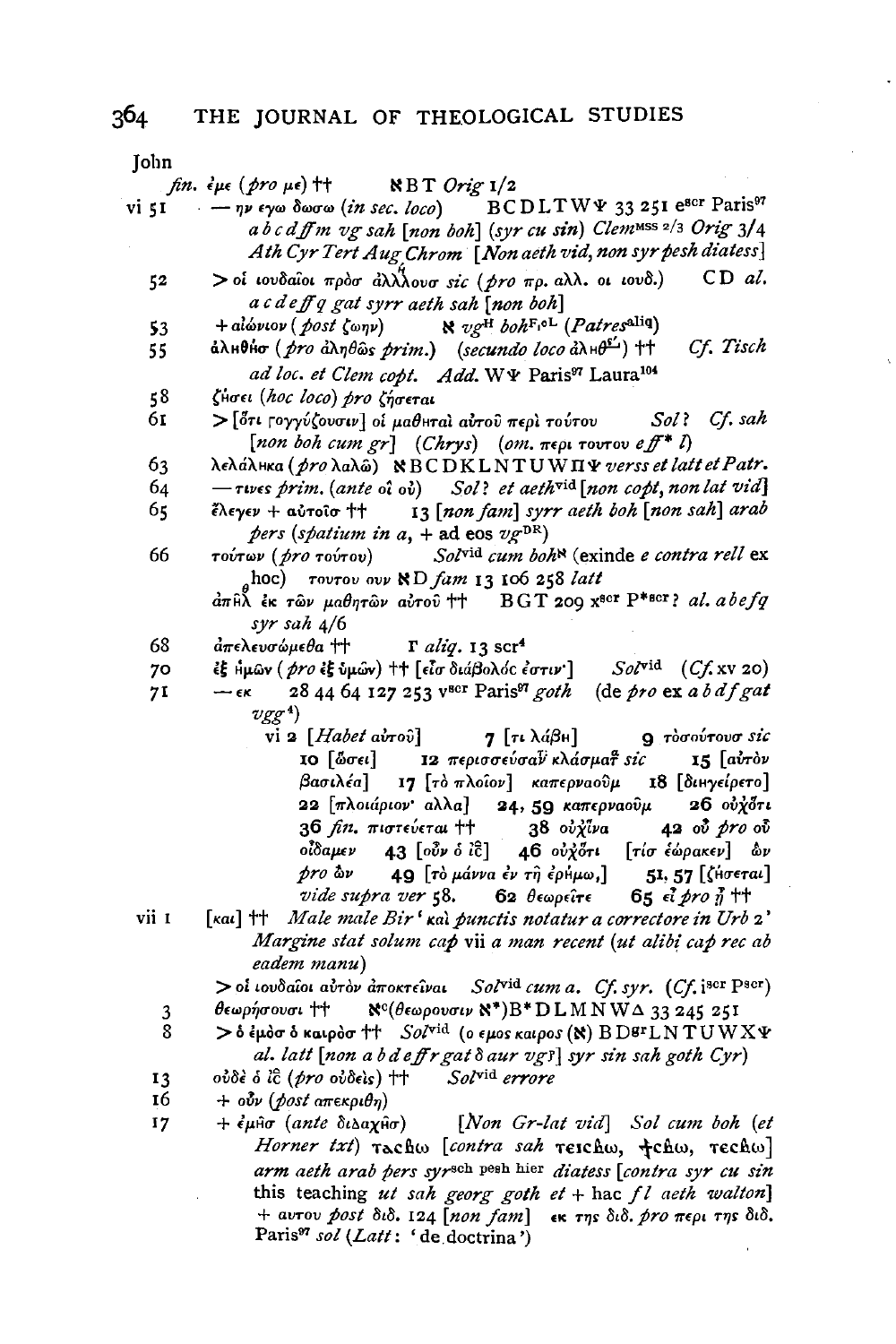John

*fin.* ἐμὲ (*pro* με) †† ℵ B T *Orig* 1/2

vi 51 — ην εγω δωσω (*in sec. loco*) B C D L T W Ψ 33 251 e^scr Paris^97 *a b c d ff m vg sah* [*non boh*] (*syr cu sin*) *Clem*^MSS 2/3 *Orig* 3/4 *Ath Cyr Tert Aug Chrom* [*Non aeth vid, non syr pesh diatess*]

52 > οἱ ιουδαῖοι πρὸσ ἀλλ^ή^λουσ *sic* (*pro* πρ. αλλ. οι ιουδ.) C D *al.* *a c d e ff q gat syrr aeth sah* [*non boh*]

53 + αἰώνιον (*post* ζωην) ℵ *vg*^H *boh*^F1 oL (*Patres*^aliq)

55 ἀληθῆσ (*pro* ἀληθῶς *prim.*) (*secundo loco* ἀληθ^ές^) †† *Cf. Tisch ad loc. et Clem copt. Add.* W Ψ Paris^97 Laura^104

58 ζήσει (*hoc loco*) *pro* ζήσεται

61 > [ὅτι γογγύζουσιν] οἱ μαθηταὶ αὐτοῦ περὶ τούτου *Sol? Cf. sah* [*non boh cum gr*] (*Chrys*) (*om.* περι τουτου *e ff\* l*)

63 λελάληκα (*pro* λαλῶ) ℵ B C D K L N T U W Π Ψ *verss et latt et Patr.*

64 — τινες *prim.* (*ante* οἱ οὐ) *Sol? et aeth*^vid [*non copt, non lat vid*]

65 ἔλεγεν + αὐτοῖσ †† 13 [*non fam*] *syrr aeth boh* [*non sah*] *arab pers* (*spatium in a*, + ad eos *vg*^DR)

66 τούτων (*pro* τούτου) *Sol*^vid *cum boh*^N (exinde *e contra rell* ex ^e^hoc) τουτου ουν ℵ D *fam* 13 106 258 *latt*

ἀπῆλ ἐκ τῶν μαθητῶν αὐτοῦ †† B G T 209 x^scr P^\*scr? *al. a b e f q syr sah* 4/6

68 ἀπελευσώμεθα †† Γ *aliq.* 13 scr^4

70 ἐξ ἡμῶν (*pro* ἐξ ὑμῶν) †† [εἶσ διάβολόc ἐστιν·] *Sol*^vid (*Cf.* xv 20)

71 — εκ 28 44 64 127 253 v^scr Paris^97 *goth* (de *pro* ex *a b d f gat vgg*^4)

vi 2 [*Habet* αὐτοῦ] 7 [τι λάβη] 9 τόσουτουσ *sic* 10 [ὥσει] 12 περισσεύσαι^ν^ κλάσματ^α^ *sic* 15 [αὐτὸν βασιλέα] 17 [τὸ πλοῖον] καπερναοῦμ 18 [διηγείρετο] 22 [πλοιάριον· αλλα] 24, 59 καπερναοῦμ 26 οὐχ ὅτι 36 *fin.* πιστεύεται †† 38 οὐχ ἵνα 42 οὗ *pro* οὐ οἴδαμεν 43 [οὖν ὁ ῑc̄] 46 οὐχ ὅτι [τίσ ἑώρακεν] ὧν *pro* ὢν 49 [τὸ μάννα ἐν τῇ ἐρήμω,] 51, 57 [ζήσεται] *vide supra ver* 58. 62 θεωρεῖτε 65 εἰ *pro* ᾖ ††

vii 1 [και] †† *Male male Bir* ' καὶ *punctis notatur a correctore in Urb* 2' *Margine stat solum cap* vii *a man recent* (*ut alibi cap rec ab eadem manu*)

> οἱ ιουδαῖοι αὐτὸν ἀποκτεῖναι *Sol*^vid *cum a. Cf. syr.* (*Cf.* i^scr P^scr)

3 θεωρήσουσι †† ℵ^c(θεωρουσιν ℵ\*) B\* D L M N W Δ 33 245 251

8 > ὁ ἐμὸσ ὁ καιρὸσ †† *Sol*^vid (ο εμος καιρος (ℵ) B D^gr L N T U W X Ψ *al. latt* [*non a b d e ff r gat δ aur vg?*] *syr sin sah goth Cyr*)

13 οὐδὲ ὁ ῑc̄ (*pro* οὐδεὶς) †† *Sol*^vid *errore*

16 + οὖν (*post* απεκριθη)

17 + ἐμῆσ (*ante* διδαχῆσ) [*Non Gr-lat vid*] *Sol cum boh* (*et Horner txt*) ⲧⲁⲥⲃⲱ [*contra sah* ⲧⲉⲓⲥⲃⲱ, ϯⲥⲃⲱ, ⲧⲉⲥⲃⲱ] *arm aeth arab pers syr*^sch pesh hier *diatess* [*contra syr cu sin* this teaching *ut sah georg goth et* + hac *f l aeth walton*] + αυτου *post* διδ. 124 [*non fam*] εκ της διδ. *pro* περι της διδ. Paris^97 *sol* (*Latt*: 'de doctrina')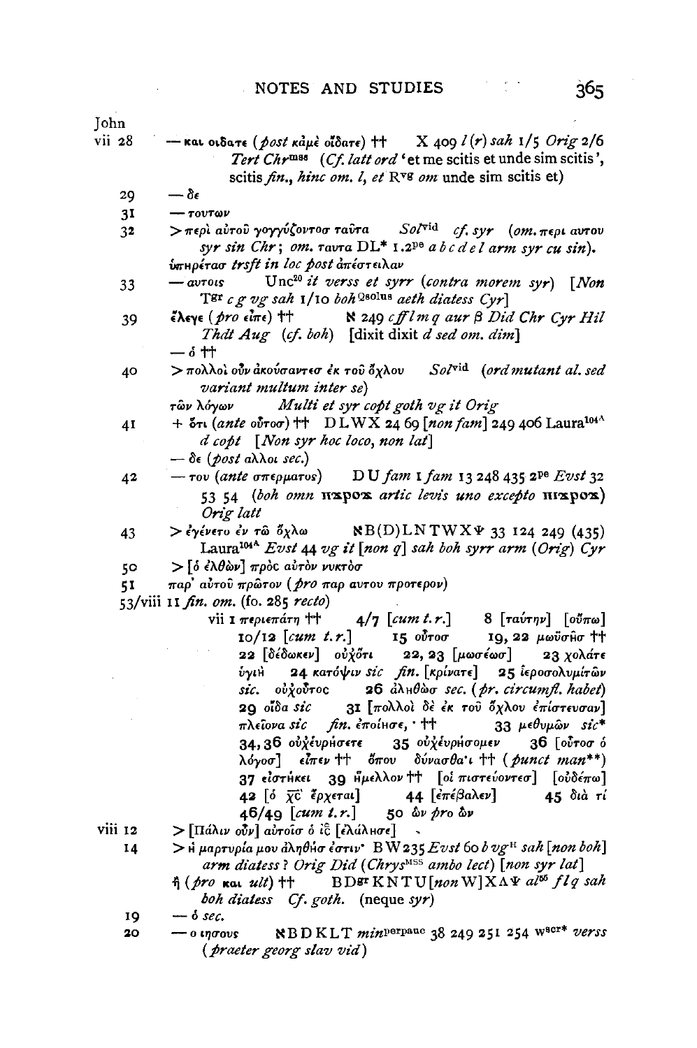John

vii 28 — και οιδατε (*post* κἀμὲ οἴδατε) †† X 409 *l* (*r*) *sah* 1/5 *Orig* 2/6 *Tert Chr*[mss] (*Cf. latt ord* 'et me scitis et unde sim scitis', scitis *fin.*, *hinc om. l*, *et* R[vg] *om* unde sim scitis et)

29 — δε

31 — τουτων

32 > περὶ αὐτοῦ γογγύζοντοσ ταῦτα *Sol*[vid] *cf. syr* (*om.* περι αυτου *syr sin Chr*; *om.* ταυτα DL* 1.2[pe] *a b c d e l arm syr cu sin*). ὑπηρέτασ *trsft in loc post* ἀπέστειλαν

33 — αυτοις Unc[20] *it verss et syrr* (*contra morem syr*) [*Non* T[gr] *c g vg sah* 1/10 *boh*[Q solus] *aeth diatess Cyr*]

39 ἔλεγε (*pro* εἶπε) †† ℵ 249 *c ff l m q aur β Did Chr Cyr Hil Thdt Aug* (*cf. boh*) [dixit dixit *d sed om. dim*]

— ὁ ††

40 > πολλοὶ οὖν ἀκούσαντεσ ἐκ τοῦ ὄχλου *Sol*[vid] (*ord mutant al. sed variant multum inter se*)

τῶν λόγων *Multi et syr copt goth vg it Orig*

41 + ὅτι (*ante* οὗτοσ) †† D L W X 24 69 [*non fam*] 249 406 Laura[104A] *d copt* [*Non syr hoc loco, non lat*]

— δε (*post* αλλοι *sec.*)

42 — του (*ante* σπερματος) D U *fam* 1 *fam* 13 248 435 2[pe] *Evst* 32 53 54 (*boh omn* ⲡϫⲣⲟϫ *artic levis uno excepto* ⲡⲓϫⲣⲟϫ) *Orig latt*

43 > ἐγένετο ἐν τῶ ὄχλω ℵB(D)LNTWXΨ 33 124 249 (435) Laura[104A] *Evst* 44 *vg it* [*non q*] *sah boh syrr arm* (*Orig*) *Cyr*

50 > [ὁ ἐλθὼν] πρὸς αὐτὸν νυκτὸσ

51 παρ' αὐτοῦ πρῶτον (*pro* παρ αυτου προτερον)

53/viii 11 *fin. om.* (fo. 285 *recto*)

vii 1 περιεπάτη †† 4/7 [*cum t. r.*] 8 [ταύτην] [οὔπω] 10/12 [*cum t. r.*] 15 οὗτοσ 19, 22 μωϋσῆσ †† 22 [δέδωκεν] οὐχ᾽ὅτι 22, 23 [μωσέωσ] 23 χολάτε ὑγιῆ 24 κατόψιν *sic fin.* [κρίνατε] 25 ἱεροσολυμίτῶν *sic.* οὐχ᾽οὗτος 26 ἀληθῶσ *sec.* (*pr. circumfl. habet*) 29 οἶδα *sic* 31 [πολλοὶ δὲ ἐκ τοῦ ὄχλου ἐπίστευσαν] πλεῖονα *sic fin.* ἐποίησε, · †† 33 μεθυμῶν *sic** 34, 36 οὐχ᾽εὑρήσετε 35 οὐχ᾽εὑρήσομεν 36 [οὗτοσ ὁ λόγοσ] εἶπεν †† ὅπου δύνασθα·ι †† (*punct man***) 37 εἰστήκει 39 ἤμελλον †† [οἱ πιστεύοντεσ] [οὐδέπω] 42 [ὁ χ̅ς̅ ἔρχεται] 44 [ἐπέβαλεν] 45 διὰ τί 46/49 [*cum t. r.*] 50 ὢν *pro* ὢν

viii 12 > [Πάλιν οὖν] αὐτοῖσ ὁ ι̅ς̅ [ἐλάλησε]

14 > ἡ μαρτυρία μου ἀληθήσ ἐστιν· B W 235 *Evst* 60 *b vg*[H] *sah* [*non boh*] *arm diatess* ? *Orig Did* (*Chrys*[MSS] *ambo lect*) [*non syr lat*]

ἢ (*pro* και *ult*) †† B D[gr] K N T U [*non* W] X Λ Ψ *al*[55] *f l q sah boh diatess Cf. goth.* (neque *syr*)

19 — ὁ *sec.*

20 — ο ιησους ℵ B D K L T *min*[perpauc] 38 249 251 254 W[scr*] *verss* (*praeter georg slav vid*)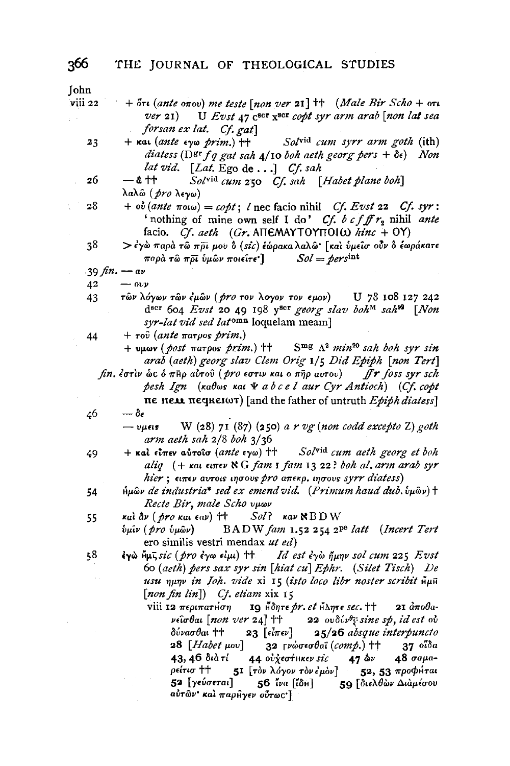John

viii 22 + ὅτι (*ante* οπου) *me teste* [*non ver* 21] †† (*Male Bir Scho* + οτι *ver* 21) U *Evst* 47 c[scr] x[scr] *copt syr arm arab* [*non lat sea forsan ex lat. Cf. gat*]

23 + και (*ante* εγω *prim.*) †† *Sol*[vid] *cum syrr arm goth* (ith) *diatess* (D[gr] *f q gat sah* 4/10 *boh aeth georg pers* + δε) *Non lat vid.* [*Lat.* Ego de . . .] *Cf. sah*

26 — ἃ †† *Sol*[vid] *cum* 250 *Cf. sah* [*Habet plane boh*]

λαλῶ (*pro* λεγω)

28 + οὐ (*ante* ποιω) = *copt*; *l* nec facio nihil *Cf. Evst* 22 *Cf. syr*: 'nothing of mine own self I do' *Cf. b c f ff r*[2] nihil *ante* facio. *Cf. aeth* (*Gr.* ΑΠΕΜΑΥΤΟΥΠΟΙω *hinc* + ΟΥ)

38 > ἐγὼ παρὰ τῶ π̅ρ̅ι̅ μου ὃ (*sic*) ἑώρακα λαλῶ· [καὶ ὑμεῖσ οὖν ὃ ἑωράκατε παρὰ τῶ π̅ρ̅ι̅ ὑμῶν ποιεῖτε·] *Sol* = *pers*[int]

39 *fin.* — αν

42 — ουν

43 τῶν λόγων τῶν ἐμῶν (*pro* τον λογον τον εμον) U 78 108 127 242 d[scr] 604 *Evst* 20 49 198 y[scr] *georg slav boh*[M] *sah*[92] [*Non syr-lat vid sed lat*[omn] loquelam meam]

44 + τοῦ (*ante* πατρος *prim.*)

+ υμων (*post* πατρος *prim.*) †† S[mg] Λ[2] *min*[20] *sah boh syr sin arab* (*aeth*) *georg slav Clem Orig* 1/5 *Did Epiph* [*non Tert*]

*fin.* ἐστὶν ὡς ὁ π̅η̅ρ αὐτοῦ (*pro* εστιν και ο π̄η̄ρ αυτου) *ff r foss syr sch pesh Ign* (καθως και Ψ *a b c e l aur Cyr Antioch*) (*Cf. copt* πε πεⲙ πεϥⲕειωτ) [and the father of untruth *Epiph diatess*]

46 — δε

— υμεις W (28) 71 (87) (250) *a r vg* (*non codd excepto* Z) *goth arm aeth sah* 2/8 *boh* 3/36

49 + καὶ εἶπεν αὐτοῖσ (*ante* εγω) †† *Sol*[vid] *cum aeth georg et boh aliq* (+ και ειπεν ℵ G *fam* 1 *fam* 13 22 ? *boh al. arm arab syr hier* ; ειπεν αυτοις ιησους *pro* απεκρ. ιησους *syrr diatess*)

54 ἡμῶν *de industria\* sed ex emend vid.* (*Primum haud dub.* ὑμῶν) † *Recte Bir, male Scho* υμων

55 καὶ ἂν (*pro* και εαν) †† *Sol*? καν ℵ B D W

ὑμῖν (*pro* ὑμῶν) B A D W *fam* 1.52 254 2[pe] *latt* (*Incert Tert* ero similis vestri mendax *ut ed*)

58 ἐγὼ ἥμη̄ *sic* (*pro* ἐγω εἰμι) †† *Id est* ἐγὼ ἤμην *sol cum* 225 *Evst* 60 (*aeth*) *pers sax syr sin* [*hiat cu*] *Ephr.* (*Silet Tisch*) *De usu* ημην *in Ioh. vide* xi 15 (*isto loco libr noster scribit* ἥμη̄ [*non fin lin*]) *Cf. etiam* xix 15

viii 12 περιπατήσῃ 19 ἤδητε *pr. et* ἤδητε *sec.* †† 21 ἀποθανεῖσθαι [*non ver* 24] †† 22 ουδύν^θ^ *sine sp, id est* οὐ δύνασθαι †† 23 [εἶπεν] 25/26 *absque interpuncto* 28 [*Habet* μου] 32 γνώσεσθαϊ (*comp.*) †† 37 οἶδα 43, 46 διὰ τί 44 οὐχ ἑστήκεν *sic* 47 ὢν 48 σαμαρείτισ †† 51 [τὸν λόγον τὸν ἐμὸν] 52, 53 προφῆται 52 [γεύσεται] 56 ἵνα [ἴδη] 59 [διελθὼν διὰ μέσου αὐτῶν· καὶ παρῆγεν οὕτωσ·]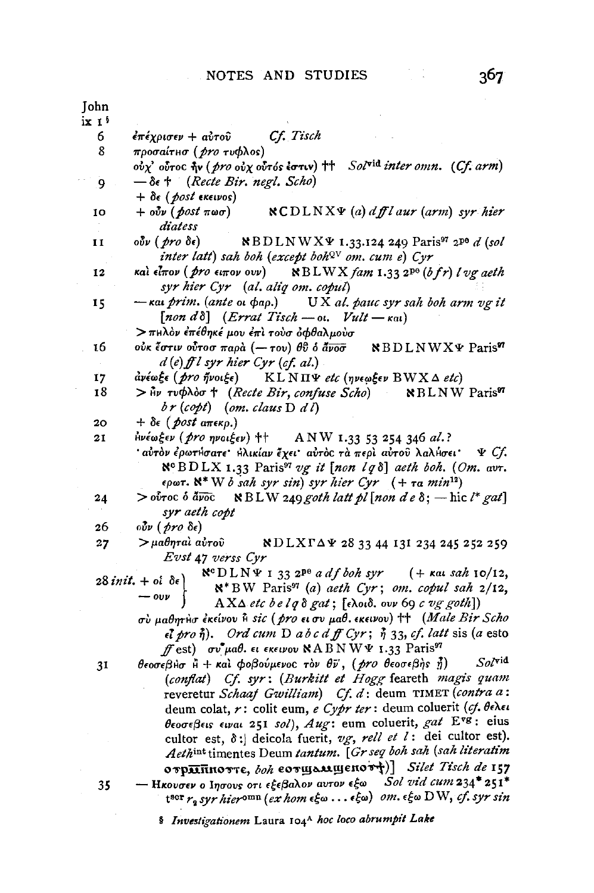John

ix 1 §

6 ἐπέχρισεν + αὐτοῦ *Cf. Tisch*

8 προσαίτησ (*pro* τυφλος)

οὐχ' οὗτος ἦν (*pro* οὐχ οὗτός ἐστιν) †† *Sol*[vid] *inter omn.* (*Cf. arm*)

9 — δε † (*Recte Bir. negl. Scho*)

+ δε (*post* εκεινος)

10 + οὖν (*post* πωσ) ℵCDLNXΨ (*a*) *d ff l aur* (*arm*) *syr hier diatess*

11 οὖν (*pro* δε) ℵBDLNWXΨ 1.33.124 249 Paris[97] 2[pe] *d* (*sol inter latt*) *sah boh* (*except boh*[QV] *om. cum e*) *Cyr*

12 καὶ εἶπον (*pro* ειπον ουν) ℵBLWX *fam* 1.33 2[pe] (*b f r*) *l vg aeth syr hier Cyr* (*al. aliq om. copul*)

15 — και *prim.* (*ante* οι φαρ.) UX *al. pauc syr sah boh arm vg it* [*non d δ*] (*Errat Tisch* — οι. *Vult* — και)

> πηλὸν ἐπέθηκέ μου ἐπὶ τοὺσ ὀφθαλμοὺσ

16 οὐκ ἔστιν οὗτοσ παρὰ (— του) θῦ ὁ ἄνοσ ℵBDLNWXΨ Paris[97] *d* (*e*) *ff l syr hier Cyr* (*cf. al.*)

17 ἀνέῳξε (*pro* ἤνοιξε) KLNΠΨ *etc* (ηνεωξεν BWXΔ *etc*)

18 > ἦν τυφλὸσ † (*Recte Bir, confuse Scho*) ℵBLNW Paris[97] *b r* (*copt*) (*om. claus* D *d l*)

20 + δε (*post* απεκρ.)

21 ἠνέῳξεν (*pro* ηνοιξεν) †† ANW 1.33 53 254 346 *al.?*

ʹαὐτὸν ἐρωτήσατε· ἡλικίαν ἔχει· αὐτὸς τὰ περὶ αὐτοῦ λαλήσει· Ψ *Cf.* ℵ[c]BDLX 1.33 Paris[97] *vg it* [*non l q δ*] *aeth boh.* (*Om.* αυτ. ερωτ. ℵ* W *b sah syr sin*) *syr hier Cyr* (+ τα *min*[12])

24 > οὗτος ὁ ἄνος ℵBLW 249 *goth latt pl* [*non d e δ*; — hic *l* * *gat*] *syr aeth copt*

26 οὖν (*pro* δε)

27 > μαθηταὶ αὐτοῦ ℵDLXΓΔΨ 28 33 44 131 234 245 252 259 *Evst* 47 *verss Cyr*

28 *init.* + οἱ δε / — ουν: ℵ[c]DLNΨ 1 33 2[pe] *a d f boh syr* (+ και *sah* 10/12, ℵ*BW Paris[97] (*a*) *aeth Cyr*; *om. copul sah* 2/12, AXΔ *etc b e l q δ gat*; [ελοιδ. ουν 69 *c vg goth*])

σὺ μαθητὴσ ἐκείνου ἢ *sic* (*pro* ει συ μαθ. εκεινου) †† (*Male Bir Scho* εἶ *pro* ἢ). *Ord cum* D *a b c d ff Cyr*; ἢ 33, *cf. latt* sis (*a* esto *ff* est) συ*μαθ. ει εκεινου ℵABNWΨ 1.33 Paris[97]

31 θεοσεβὴσ ἢ + καὶ φοβούμενος τὸν θν̄, (*pro* θεοσεβὴς ᾖ) *Sol*[vid] (*conflat*) *Cf. syr*: (*Burkitt et Hogg* feareth *magis quam* revereretur *Schaaf Gwilliam*) *Cf. d*: deum TIMET (*contra a*: deum colat, *r*: colit eum, *e Cypr ter*: deum coluerit (*cf.* θελει θεοσεβεις ειναι 251 *sol*), *Aug*: eum coluerit, *gat* E[vg]: eius cultor est, *δ*:] deicola fuerit, *vg*, *rell et l*: dei cultor est). *Aeth*[int] timentes Deum *tantum*. [*Gr seq boh sah* (*sah literatim* ⲟⲩⲣⲙ̄ⲙ̄ⲛⲟⲩⲧⲉ, *boh* ⲉⲟⲩϣⲁⲙϣⲉⲛⲟⲩϯ)] *Silet Tisch de* 157

35 — Ηκουσεν ο Ιησους οτι εξεβαλον αυτον εξω *Sol vid cum* 234* 251* *t*[scr] *r*[2] *syr hier*[omn] (*ex hom* εξω . . . εξω) *om.* εξω DW, *cf. syr sin*

§ *Investigationem* Laura 104[A] *hoc loco abrumpit Lake*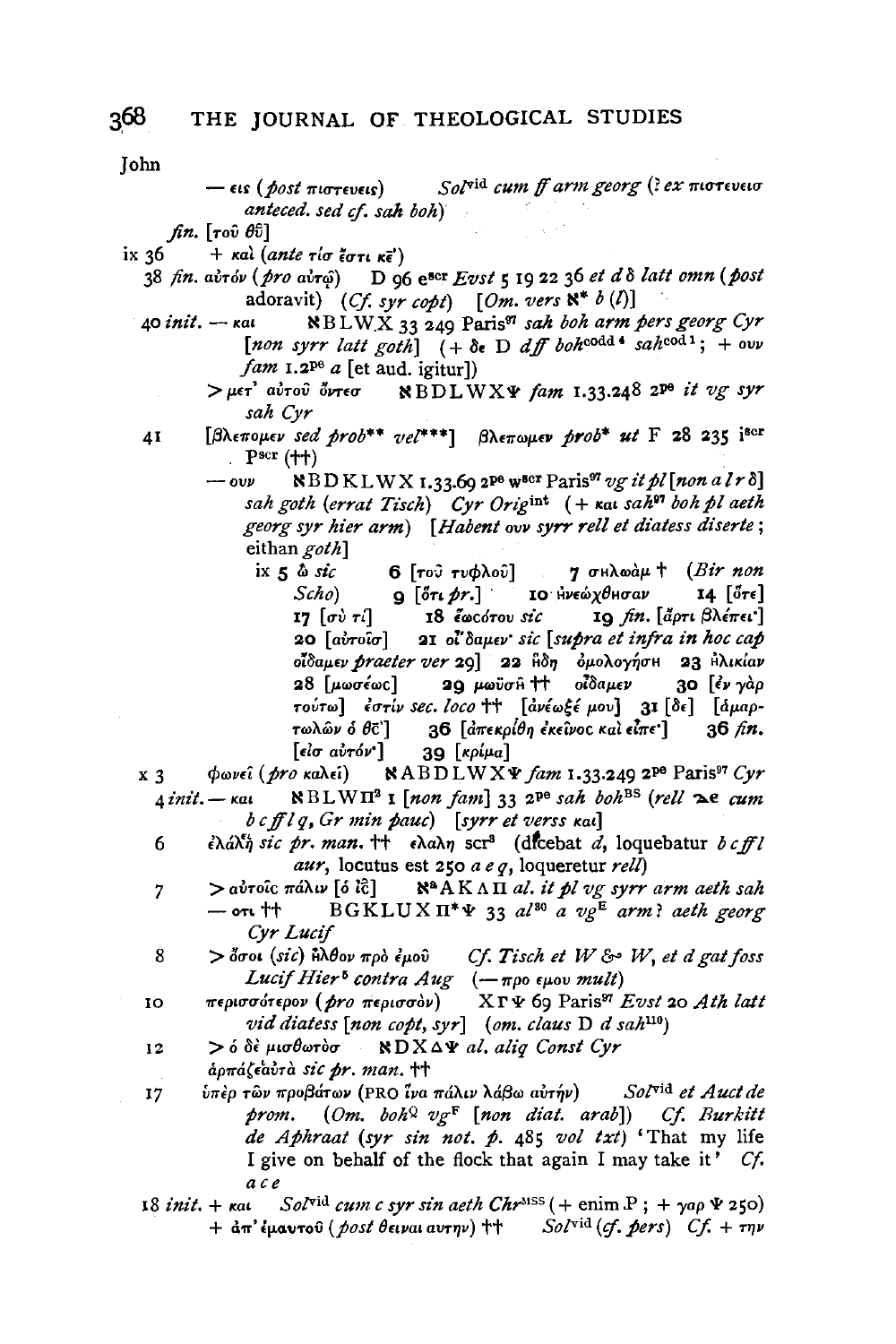John

— εις (*post* πιστευεις) *Sol*vid *cum ff arm georg* (? *ex* πιστευεισ *anteced. sed cf. sah boh*)

*fin.* [τοῦ θῦ]

ix 36 + καὶ (*ante* τίσ ἐστι κε)

38 *fin.* αὐτόν (*pro* αὐτῷ) D 96 e*scr* *Evst* 5 19 22 36 *et d δ latt omn* (*post* adoravit) (*Cf. syr copt*) [*Om. vers* ℵ* *b* (*l*)]

40 *init.* — και ℵBLWX 33 249 Paris[97] *sah boh arm pers georg Cyr* [*non syrr latt goth*] (+ δε D *dff boh*codd 4 *sah*cod 1; + ουν *fam* 1.2pe *a* [et aud. igitur])

\> μετ' αὐτοῦ ὄντεσ ℵBDLWXΨ *fam* 1.33.248 2pe *it vg syr sah Cyr*

41 [βλεπομεν *sed prob*** *vel****] βλεπωμεν *prob** *ut* F 28 235 i*scr* P*scr* (††)

— ουν ℵBDKLWX 1.33.69 2pe w*scr* Paris[97] *vg it pl* [*non a l r δ*] *sah goth* (*errat Tisch*) *Cyr Orig*int (+ και *sah*[97] *boh pl aeth georg syr hier arm*) [*Habent* ουν *syrr rell et diatess diserte*; eithan *goth*]

ix 5 ὦ *sic* 6 [τοῦ τυφλοῦ] 7 σηλωὰμ † (*Bir non Scho*) 9 [ὅτι *pr.*] 10 ἠνεώχθησαν 14 [ὅτε] 17 [σὺ τί] 18 ἔωσότου *sic* 19 *fin.* [ἄρτι βλέπει·] 20 [αὐτοῖσ] 21 οἴδαμεν· *sic* [*supra et infra in hoc cap* οἴδαμεν *praeter ver* 29] 22 ἤδη ὁμολογήσῃ 23 ἡλικίαν 28 [μωσέως] 29 μωϋσῆ †† οἴδαμεν 30 [ἐν γὰρ τούτῳ] ἐστίν *sec. loco* †† [ἀνέῳξέ μου] 31 [δε] [ἁμαρτωλῶν ὁ θς] 36 [ἀπεκρίθη ἐκεῖνος καὶ εἶπε·] 36 *fin.* [εἰσ αὐτόν·] 39 [κρίμα]

x 3 φωνεῖ (*pro* καλεῖ) ℵABDLWXΨ *fam* 1.33.249 2pe Paris[97] *Cyr*

4 *init.* — και ℵBLWΠ[2] 1 [*non fam*] 33 2pe *sah boh*BS (*rell* ⲇⲉ *cum b c ff l q, Gr min pauc*) [*syrr et verss* και]

6 ἐλάλη *sic pr. man.* †† ελαλη scr[3] (dicebat *d*, loquebatur *b c ff l aur*, locutus est 250 *a e q*, loqueretur *rell*)

7 \> αὐτοῖς πάλιν [ὁ ῑς] ℵ[a]AKΛΠ *al. it pl vg syrr arm aeth sah*

— οτι †† BGKLUXΠ*Ψ 33 *al*[30] *a vg*E *arm*? *aeth georg Cyr Lucif*

8 \> ὅσοι (*sic*) ἦλθον πρὸ ἐμοῦ *Cf. Tisch et W & W, et d gat foss Lucif Hier*[5] *contra Aug* (—προ εμου *mult*)

10 περισσότερον (*pro* περισσὸν) XΓΨ 69 Paris[97] *Evst* 20 *Ath latt vid diatess* [*non copt, syr*] (*om. claus* D *d sah*[110])

12 \> ὁ δὲ μισθωτὸσ ℵDXΔΨ *al. aliq Const Cyr*

ἁρπάζεὐτὰ *sic pr. man.* ††

17 ὑπὲρ τῶν προβάτων (PRO ἵνα πάλιν λάβω αὐτήν) *Sol*vid *et Auct de prom.* (*Om. boh*Q *vg*F [*non diat. arab*]) *Cf. Burkitt de Aphraat* (*syr sin not. p.* 485 *vol txt*) 'That my life I give on behalf of the flock that again I may take it' *Cf. a c e*

18 *init.* + και *Sol*vid *cum c syr sin aeth Chr*MSS (+ enim P; + γαρ Ψ 250)

\+ ἀπ' ἐμαυτοῦ (*post* θειναι αυτην) †† *Sol*vid (*cf. pers*) *Cf.* + την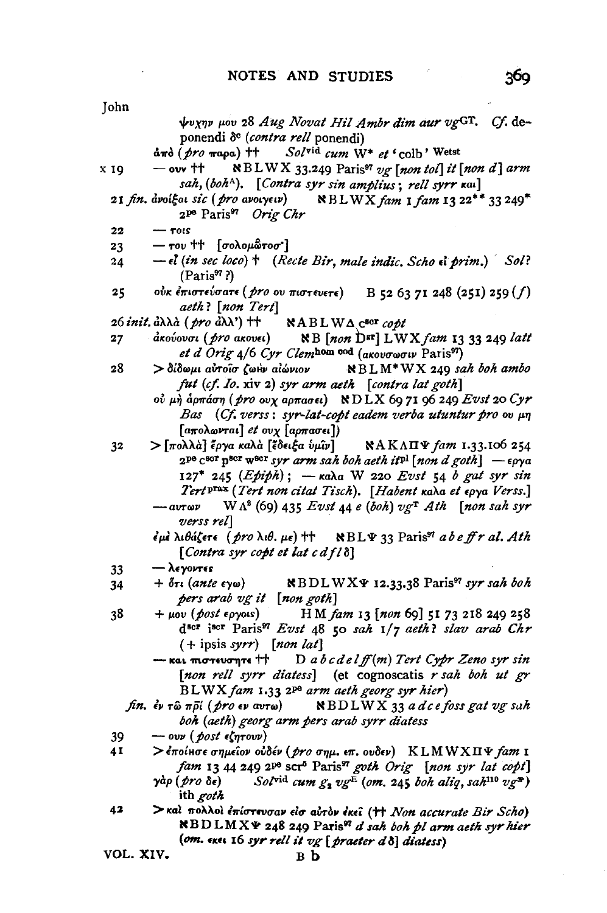John

ψυχην μου 28 *Aug Novat Hil Ambr dim aur vg*GT. *Cf.* deponendi δ[c] (*contra rell* ponendi)

ἀπὸ (*pro* παρα) †† *Sol*vid *cum* W* *et* 'colb' Wetst

x 19 — ουν †† ℵBLWX 33.249 Paris[97] *vg* [*non tol*] *it* [*non d*] *arm sah*, (*boh*A). [*Contra syr sin amplius*; *rell syrr* και]

21 *fin.* ἀνοῖξαι *sic* (*pro* ανοιγειν) ℵBLWX *fam* 1 *fam* 13 22** 33 249* 2pe Paris[97] *Orig Chr*

22 — τοις

23 — του †† [σολομῶτοσ']

24 — εἰ (*in sec loco*) † (*Recte Bir, male indic. Scho* εἰ *prim.*) *Sol?* (Paris[97] ?)

25 οὐκ ἐπιστεύσατε (*pro* ου πιστευετε) B 52 63 71 248 (251) 259 (*f*) *aeth?* [*non Tert*]

26 *init.* ἀλλὰ (*pro* ἀλλ') †† ℵABLWΔ c[scr] *copt*

27 ἀκούουσι (*pro* ακουει) ℵB [*non* D[gr]] LWX *fam* 13 33 249 *latt et d Orig* 4/6 *Cyr Clem*hom cod (ακουσωσιν Paris[97])

28 > δίδωμι αὐτοῖσ ζωὴν αἰώνιον ℵBLM*WX 249 *sah boh ambo fut* (*cf. Io.* xiv 2) *syr arm aeth* [*contra lat goth*]

οὐ μὴ ἁρπάσῃ (*pro* ουχ αρπασει) ℵDLX 69 71 96 249 *Evst* 20 *Cyr Bas* (*Cf. verss*: *syr-lat-copt eadem verba utuntur pro* ου μη [απολωνται] *et* ουχ [αρπασει])

32 > [πολλὰ] ἔργα καλὰ [ἔδειξα ὑμῖν] ℵAKΛΠΨ *fam* 1.33.106 254 2pe c[scr] p[scr] w[scr] *syr arm sah boh aeth it*pl [*non d goth*] — εργα 127* 245 (*Epiph*); — καλα W 220 *Evst* 54 *b gat syr sin Tert*prax (*Tert non citat Tisch*). [*Habent* καλα *et* εργα *Verss.*]

— αυτων WΛ[2] (69) 435 *Evst* 44 *e* (*boh*) *vg*T *Ath* [*non sah syr verss rel*]

ἐμὲ λιθάζετε (*pro* λιθ. με) †† ℵBLΨ 33 Paris[97] *a b e ff r al. Ath* [*Contra syr copt et lat c d f l* δ]

33 — λεγοντες

34 + ὅτι (*ante* εγω) ℵBDLWXΨ 12.33.38 Paris[97] *syr sah boh pers arab vg it* [*non goth*]

38 + μου (*post* εργοις) HM *fam* 13 [*non* 69] 51 73 218 249 258 d[scr] i[scr] Paris[97] *Evst* 48 50 *sah* 1/7 *aeth? slav arab Chr* (+ ipsis *syrr*) [*non lat*]

— και πιστευσητε †† D *a b c d e l ff* (*m*) *Tert Cypr Zeno syr sin* [*non rell syrr diatess*] (et cognoscatis *r sah boh ut gr* BLWX *fam* 1.33 2pe *arm aeth georg syr hier*)

*fin.* ἐν τῷ πρὶ (*pro* εν αυτω) ℵBDLWX 33 *a d c e foss gat vg sah boh* (*aeth*) *georg arm pers arab syrr diatess*

39 — ουν (*post* εζητουν)

41 > ἐποίησε σημεῖον οὐδέν (*pro* σημ. επ. ουδεν) KLMWXΠΨ *fam* 1 *fam* 13 44 249 2pe scr[δ] Paris[97] *goth Orig* [*non syr lat copt*]

γὰρ (*pro* δε) *Sol*vid *cum* $g_2$ *vg*E (*om.* 245 *boh aliq*, *sah*110 *vg*\*) ith *goth*

42 > καὶ πολλοὶ ἐπίστευσαν εἰσ αὐτὸν ἐκεῖ (†† *Non accurate Bir Scho*) ℵBDLMXΨ 248 249 Paris[97] *d sah boh pl arm aeth syr hier* (*om.* εκει 16 *syr rell it vg* [*praeter d* δ] *diatess*)

VOL. XIV. B b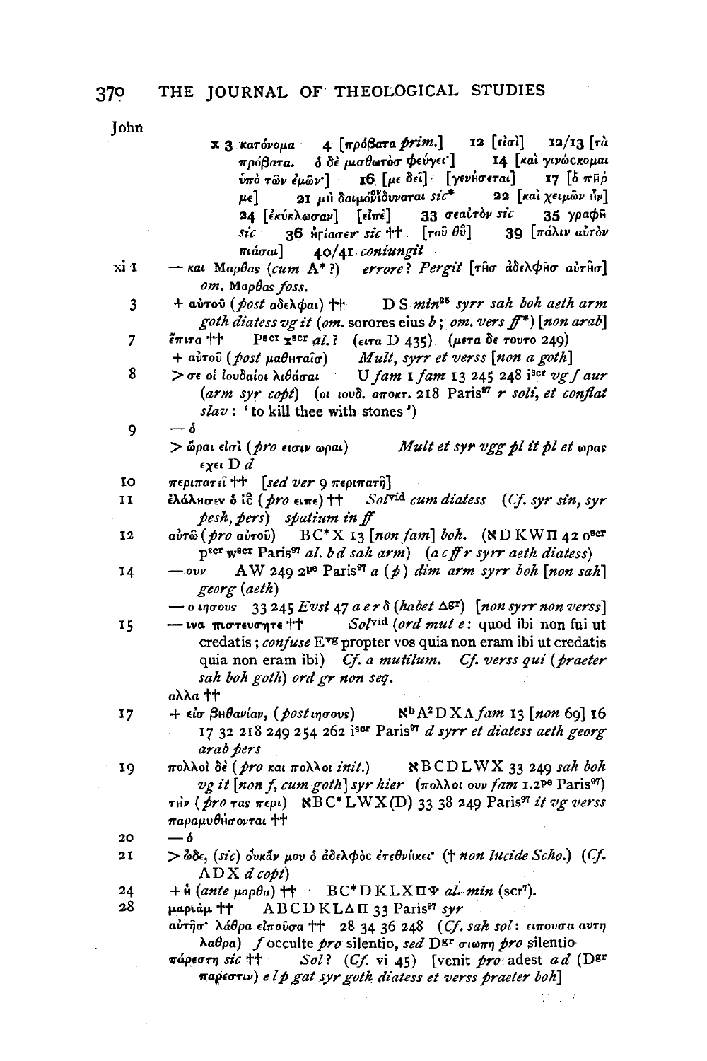John

x 3 κατόνομα 4 [πρόβατα *prim.*] 12 [εἰσὶ] 12/13 [τὰ πρόβατα. ὁ δὲ μισθωτὸσ φεύγει·] 14 [καὶ γινώσκομαι ὑπὸ τῶν ἐμῶν·] 16 [με δεῖ] [γενήσεται] 17 [ὁ π̄ηρ̄ με] 21 μὴ δαιμόν<sup>ο</sup>ιδυναται *sic\** 22 [καὶ χειμὼν ἦν] 24 [ἐκύκλωσαν] [εἶπέ] 33 σεαυτὸν *sic* 35 γραφῆ *sic* 36 ἡγίασεν· *sic* †† [τοῦ θ̄ῡ] 39 [πάλιν αὐτὸν πιάσαι] 40/41 *coniungit*

xi 1 — και Μαρθας (*cum* A\* ?) *errore? Pergit* [τῆσ ἀδελφῆσ αὐτῆσ] *om.* Μαρθας *foss.*

3 + αὐτοῦ (*post* ἀδελφαι) †† D S *min*[25] *syrr sah boh aeth arm goth diatess vg it* (*om.* sorores eius *b*; *om. vers ff*\*) [*non arab*]

7 ἔπιτα †† P<sup>scr</sup> x<sup>scr</sup> *al.*? (ειτα D 435) (μετα δε τουτο 249)
+ αὐτοῦ (*post* μαθηταῖσ) *Mult, syrr et verss* [*non a goth*]

8 > σε οἱ ἰουδαῖοι λιθάσαι U *fam* 1 *fam* 13 245 248 i<sup>scr</sup> *vg f aur* (*arm syr copt*) (οι ιουδ. αποκτ. 218 Paris[97] *r soli, et conflat slav*: 'to kill thee with stones')

9 — ὁ
> ὧραι εἰσὶ (*pro* εισιν ωραι) *Mult et syr vgg pl it pl et* ωρας εχει D *d*

10 περιπατεῖ †† [*sed ver* 9 περιπατῆ]

11 ἐλάλησεν ὁ ῑς̄ (*pro* ειπε) †† *Sol*<sup>vid</sup> *cum diatess* (*Cf. syr sin, syr pesh, pers*) *spatium in ff*

12 αὐτῶ (*pro* αὐτοῦ) B C\* X 13 [*non fam*] *boh.* (ℵ D K W Π 42 o<sup>scr</sup> p<sup>scr</sup> w<sup>scr</sup> Paris[97] *al. b d sah arm*) (*a c ff r syrr aeth diatess*)

14 — ουν A W 249 2<sup>pe</sup> Paris[97] *a* (*p*) *dim arm syrr boh* [*non sah*] *georg* (*aeth*)
— ο ιησους 33 245 *Evst* 47 *a e r δ* (*habet* Δ<sup>gr</sup>) [*non syrr non verss*]

15 — ινα πιστευσητε †† *Sol*<sup>vid</sup> (*ord mut e*: quod ibi non fui ut credatis; *confuse* E<sup>vg</sup> propter vos quia non eram ibi ut credatis quia non eram ibi) *Cf. a mutilum. Cf. verss qui* (*praeter sah boh goth*) *ord gr non seq.*
αλλα ††

17 + εἰσ βηθανίαν, (*post* ιησους) ℵ<sup>b</sup> A[2] D X Λ *fam* 13 [*non* 69] 16 17 32 218 249 254 262 i<sup>scr</sup> Paris[97] *d syrr et diatess aeth georg arab pers*

19 πολλοὶ δὲ (*pro* και πολλοι *init.*) ℵ B C D L W X 33 249 *sah boh vg it* [*non f, cum goth*] *syr hier* (πολλοι ουν *fam* 1.2<sup>pe</sup> Paris[97])
τὴν (*pro* τας περι) ℵ B C\* L W X (D) 33 38 249 Paris[97] *it vg verss*
παραμυθήσονται ††

20 — ὁ

21 > ὧδε, (*sic*) οὐκὰν μου ὁ ἀδελφὸς ἐτεθνήκει· († *non lucide Scho.*) (*Cf.* A D X *d copt*)

24 + ἡ (*ante* μαρθα) †† B C\* D K L X Π Ψ *al. min* (scr[7]).

28 μαριὰμ †† A B C D K L Δ Π 33 Paris[97] *syr*
αὐτῆσ· λάθρα εἰποῦσα †† 28 34 36 248 (*Cf. sah sol*: ειπουσα αυτη λαθρα) *f* occulte *pro* silentio, *sed* D<sup>gr</sup> σιωπη *pro* silentio
πάρεστη *sic* †† *Sol*? (*Cf.* vi 45) [venit *pro* adest *a d* (D<sup>gr</sup> παρέστιν) *e l p gat syr goth diatess et verss praeter boh*]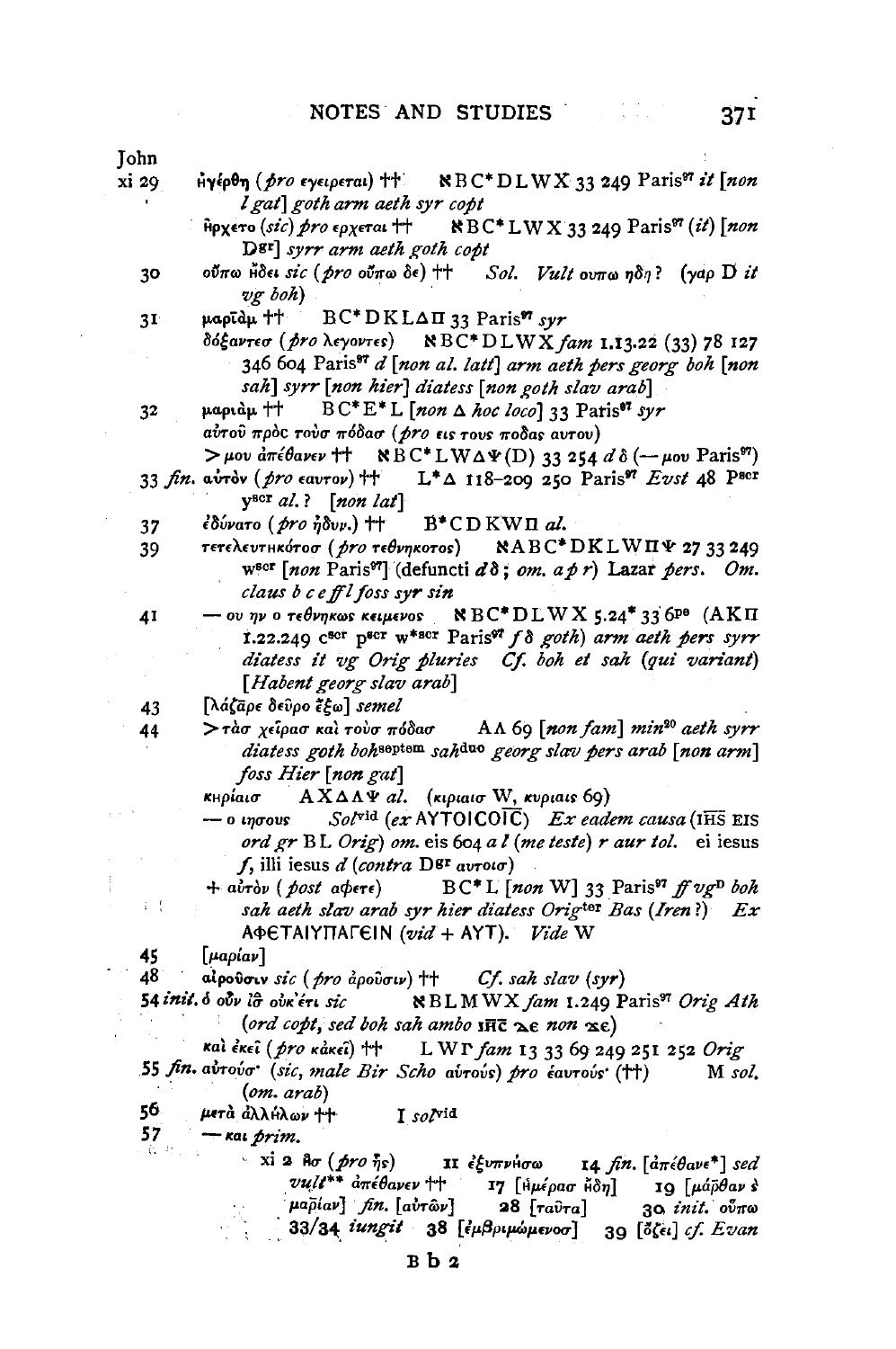John

xi 29 ἠγέρθη (*pro* εγειρεται) †† ℵ B C* D L W X 33 249 Paris[97] *it* [*non l gat*] *goth arm aeth syr copt*

ἤρχετο (*sic*) *pro* ερχεται †† ℵ B C* L W X 33 249 Paris[97] (*it*) [*non* D[gr]] *syrr arm aeth goth copt*

30 οὔπω ἤδει *sic* (*pro* οὔπω δε) †† *Sol. Vult* ουπω ηδη? (γαρ D *it vg boh*)

31 μαρῖάμ †† B C* D K L Δ Π 33 Paris[97] *syr*

δόξαντεσ (*pro* λεγοντες) ℵ B C* D L W X *fam* 1.13.22 (33) 78 127 346 604 Paris[97] *d* [*non al. latt*] *arm aeth pers georg boh* [*non sah*] *syrr* [*non hier*] *diatess* [*non goth slav arab*]

32 μαριάμ †† B C* E* L [*non* Δ *hoc loco*] 33 Paris[97] *syr*

αὐτοῦ πρὸς τοὺσ πόδασ (*pro* εις τους ποδας αυτου)

> μου ἀπέθανεν †† ℵ B C* L W Δ Ψ (D) 33 254 *d δ* (— μου Paris[97])

33 *fin.* αὐτὸν (*pro* εαυτον) †† L* Δ 118–209 250 Paris[97] *Evst* 48 P[scr] y[scr] *al.*? [*non lat*]

37 ἐδύνατο (*pro* ἠδυν.) †† B* C D K W Π *al.*

39 τετελευτηκότοσ (*pro* τεθνηκοτος) ℵ A B C* D K L W Π Ψ 27 33 249 w[scr] [*non* Paris[97]] (defuncti *d δ*; *om. a p r*) Lazar *pers. Om. claus b c e ff l foss syr sin*

41 — ου ην ο τεθνηκως κειμενος ℵ B C* D L W X 5.24* 33 6[pe] (A K Π 1.22.249 c[scr] p[scr] w*[scr] Paris[97] *f δ goth*) *arm aeth pers syrr diatess it vg Orig pluries Cf. boh et sah* (*qui variant*) [*Habent georg slav arab*]

43 [λάζᾱρε δεῦρο ἔξω] *semel*

44 > τὰσ χεῖρασ καὶ τοὺσ πόδασ A Λ 69 [*non fam*] *min*[20] *aeth syrr diatess goth boh*[septem] *sah*[duo] *georg slav pers arab* [*non arm*] *foss Hier* [*non gat*]

κηρίαισ A X Δ Λ Ψ *al.* (κιριαισ W, κυριαις 69)

— ο ιησους *Sol*[vid] (*ex* ΑΥΤΟΙϹΟΙ̅Ϲ̅) *Ex eadem causa* (IHS EIS *ord gr* B L *Orig*) *om.* eis 604 *a l* (*me teste*) *r aur tol.* ei iesus *f*, illi iesus *d* (*contra* D[gr] αυτοισ)

+ αὐτὸν (*post* αφετε) B C* L [*non* W] 33 Paris[97] *ff vg*[D] *boh sah aeth slav arab syr hier diatess Orig*[ter] *Bas* (*Iren*?) *Ex* ΑΦΕΤΑΙΥΠΑΓΕΙΝ (*vid* + ΑΥΤ). *Vide* W

45 [μαρίαν]

48 αἱροῦσιν *sic* (*pro* ἀροῦσιν) †† *Cf. sah slav* (*syr*)

54 *init.* ὁ οὖν ἰσ̅ οὐκ' ἔτι *sic* ℵ B L M W X *fam* 1.249 Paris[97] *Orig Ath* (*ord copt, sed boh sah ambo* ⲓⲏ̅ⲥ̅ ⲇⲉ *non* ⲇⲉ)

καὶ ἐκεῖ (*pro* κἀκεῖ) †† L W Γ *fam* 13 33 69 249 251 252 *Orig*

55 *fin.* αὐτούσ· (*sic, male Bir Scho* αὐτούς) *pro* ἑαυτούς· (††) M *sol.* (*om. arab*)

56 μετὰ ἀλλήλων †† I *sol*[vid]

57 — και *prim.*

xi 2 ἧσ (*pro* ἦς) 11 ἐξυπνήσω 14 *fin.* [ἀπέθανε*] *sed vult*** ἀπέθανεν †† 17 [ἡμέρασ ἤδη] 19 [μάρθαν *ℓ* μαρίαν] *fin.* [αὐτῶν] 28 [ταῦτα] 30 *init.* οὔπω 33/34 *iungit* 38 [ἐμβριμώμενοσ] 39 [ὄζει] *cf. Evan*

Bb 2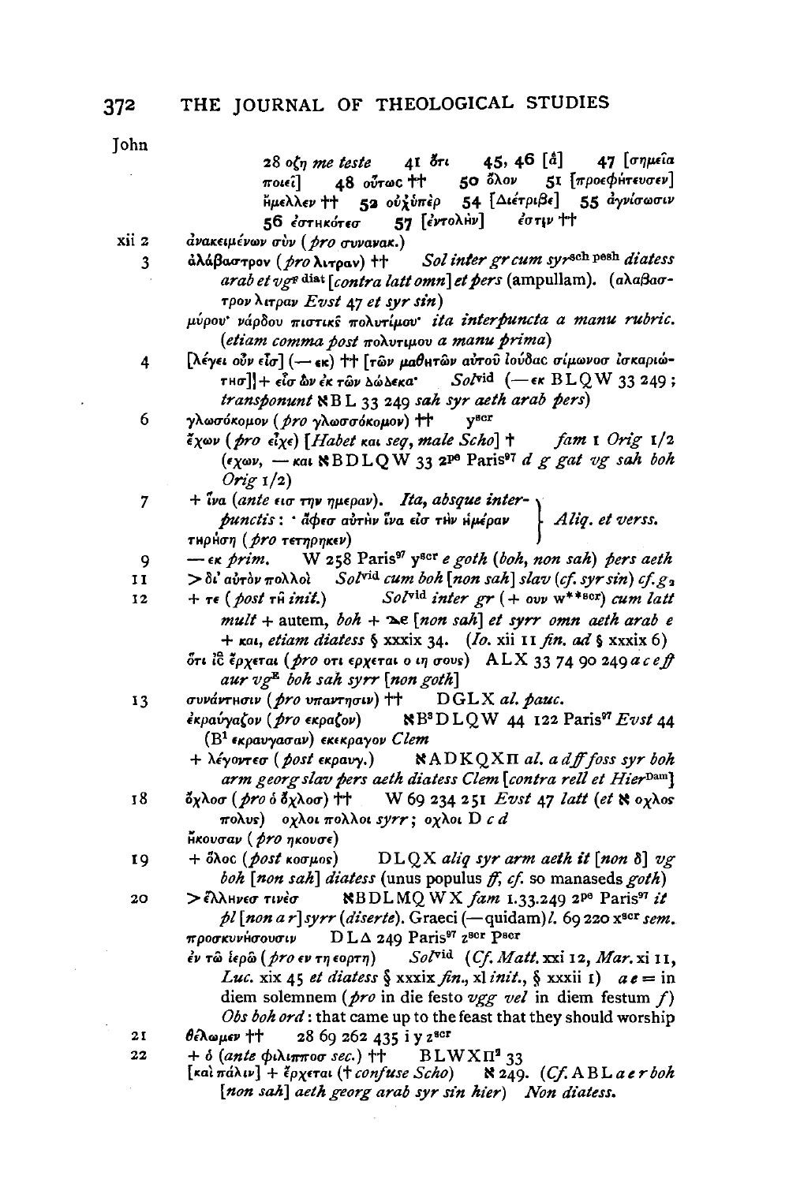John

28 οζη *me teste* 41 ὅτι 45, 46 [ἁ] 47 [σημεῖα ποιεῖ] 48 οὔτωϲ †† 50 ὅλον 51 [προεφήτευσεν] ἤμελλεν †† 52 οὐχ ὑπὲρ 54 [Διέτριβε] 55 ἁγνίσωσιν 56 ἑϲτηκότεϲ 57 [ἐντολὴν] ἐϲτιν ††

xii 2 ἀνακειμένων σὺν (*pro* συνανακ.)

3 ἀλάβαστρον (*pro* λιτραν) †† *Sol inter gr cum syr*[sch pesh] *diatess arab et vg*[F diat] [*contra latt omn*] *et pers* (ampullam). (αλαβαστρον λιτραν *Evst* 47 *et syr sin*)

μύρου· νάρδου πιστικῆϲ πολυτίμου· *ita interpuncta a manu rubric.* (*etiam comma post* πολυτιμου *a manu prima*)

4 [λέγει οὖν εἷϲ] (— εκ) †† [τῶν μαθητῶν αὐτοῦ ἰούδαϲ σίμωνοϲ ἰσκαριώτηϲ]] + εἷϲ ὢν ἐκ τῶν δώδεκα· *Sol*[vid] (— εκ B L Q W 33 249; *transponunt* ℵ B L 33 249 *sah syr aeth arab pers*)

6 γλωσόκομον (*pro* γλωσσόκομον) †† y[scr]

ἔχων (*pro* εἶχε) [*Habet* και *seq, male Scho*] † *fam* 1 *Orig* 1/2 (εχων, — και ℵ B D L Q W 33 2[pe] Paris[97] *d g gat vg sah boh Orig* 1/2)

7 + ἵνα (*ante* εισ την ημεραν). *Ita, absque interpunctis*: · ἄφεϲ αὐτὴν ἵνα εἰϲ τὴν ἡμέραν τηρήσῃ (*pro* τετηρηκεν) } *Aliq. et verss.*

9 — εκ *prim.* W 258 Paris[97] y[scr] *e goth* (*boh, non sah*) *pers aeth*

11 > δι' αὐτὸν πολλοὶ *Sol*[vid] *cum boh* [*non sah*] *slav* (*cf. syr sin*) *cf.* $g_2$

12 + τε (*post* τῆ *init.*) *Sol*[vid] *inter gr* (+ ουν w**[scr]) *cum latt mult* + autem, *boh* + ⲇⲉ [*non sah*] *et syrr omn aeth arab e* + και, *etiam diatess* § xxxix 34. (*Io.* xii 11 *fin. ad* § xxxix 6)

ὅτι ἰϲ̄ ἔρχεται (*pro* οτι ερχεται ο ιη σους) A L X 33 74 90 249 *a c e ff aur vg*[E] *boh sah syrr* [*non goth*]

13 συνάντησιν (*pro* υπαντησιν) †† D G L X *al. pauc.*

ἐκραύγαζον (*pro* εκραζον) ℵ B[3] D L Q W 44 122 Paris[97] *Evst* 44 (B[1] εκραυγασαν) εκεκραγον *Clem*

+ λέγοντεϲ (*post* εκραυγ.) ℵ A D K Q X Π *al. a d ff foss syr boh arm georg slav pers aeth diatess Clem* [*contra rell et Hier*[Dam]]

18 ὄχλοϲ (*pro* ὁ ὄχλοϲ) †† W 69 234 251 *Evst* 47 *latt* (*et* ℵ οχλος πολυς) οχλοι πολλοι *syrr*; οχλοι D *c d*

ἤκουσαν (*pro* ηκουσε)

19 + ὅλοϲ (*post* κοσμος) D L Q X *aliq syr arm aeth it* [*non* δ] *vg boh* [*non sah*] *diatess* (unus populus *ff, cf.* so manaseds *goth*)

20 > ἕλληνεϲ τινὲϲ ℵ B D L M Q W X *fam* 1.33.249 2[pe] Paris[97] *it pl* [*non a r*] *syrr* (*diserte*). Graeci (— quidam) *l.* 69 220 x[scr] *sem.*

προσκυνήσουσιν D L Δ 249 Paris[97] z[scr] P[scr]

ἐν τῷ ἱερῷ (*pro* εν τη εορτη) *Sol*[vid] (*Cf. Matt.* xxi 12, *Mar.* xi 11, *Luc.* xix 45 *et diatess* § xxxix *fin.*, xl *init.*, § xxxii 1) *a e* = in diem solemnem (*pro* in die festo *vgg vel* in diem festum *f*) *Obs boh ord*: that came up to the feast that they should worship

21 θέλωμεν †† 28 69 262 435 i y z[scr]

22 + ὁ (*ante* φιλιπποσ *sec.*) †† B L W X Π[2] 33

[καὶ πάλιν] + ἔρχεται († *confuse Scho*) ℵ 249. (*Cf.* A B L *a e r boh* [*non sah*] *aeth georg arab syr sin hier*) *Non diatess.*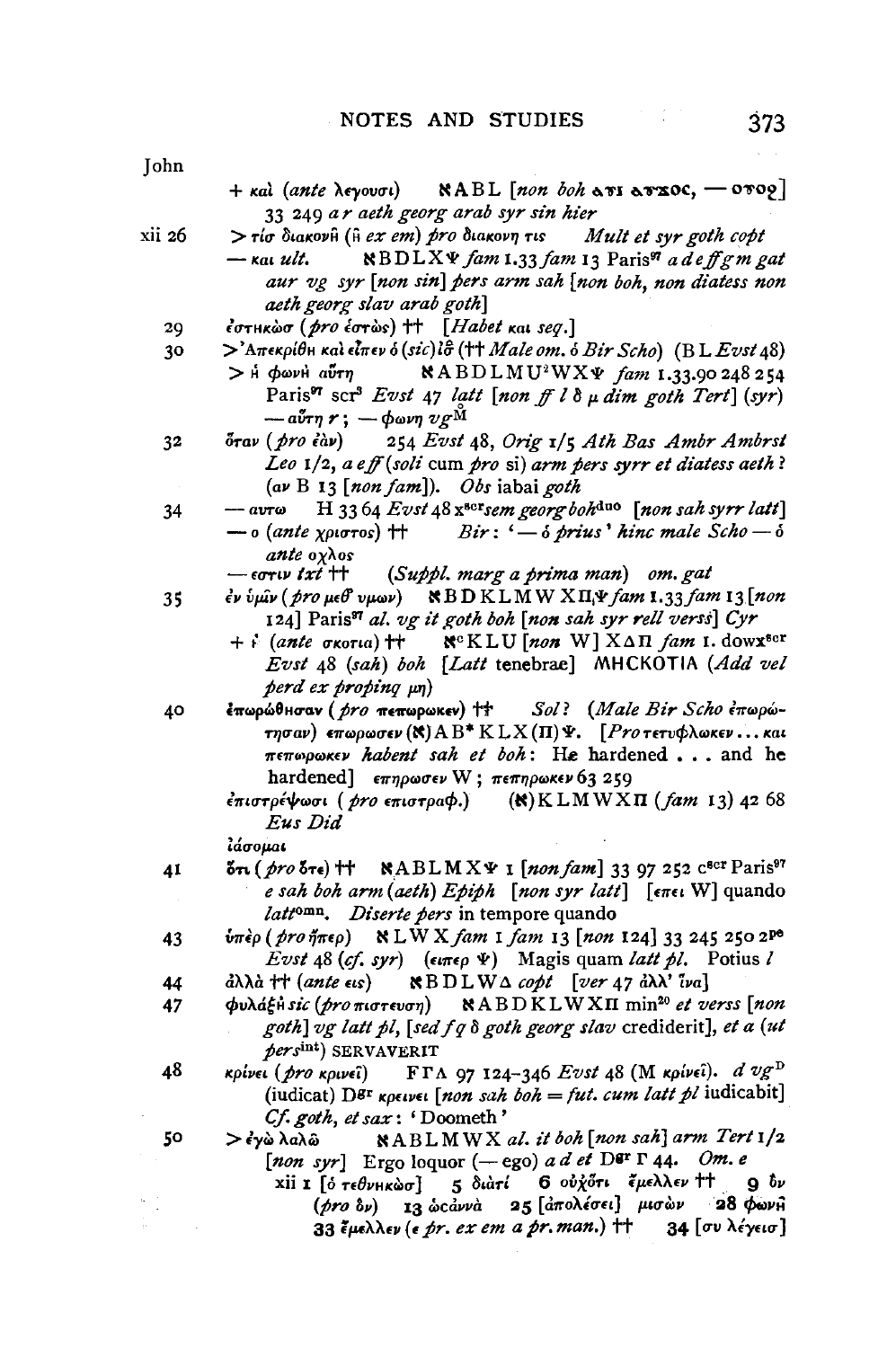John

+ καὶ (*ante* λεγουσι) ℵABL [*non boh* ⲁⲩⲓ ⲁⲩϫⲟⲥ, — ⲟⲩⲟϩ] 33 249 *a r aeth georg arab syr sin hier*

xii 26 > τίσ διακονῆ (ῆ *ex em*) *pro* διακονη τις *Mult et syr goth copt*

— και *ult.* ℵBDLXΨ *fam* 1.33 *fam* 13 Paris[97] *a d e ff g m gat aur vg syr* [*non sin*] *pers arm sah* [*non boh, non diatess non aeth georg slav arab goth*]

29 ἑστηκὼσ (*pro* ἑστὼς) †† [*Habet* και *seq.*]

30 >'Απεκρίθη καὶ εἶπεν ὁ (*sic*) ἰσ̄ (†† *Male om.* ὁ *Bir Scho*) (B L *Evst* 48)

> ἡ φωνὴ αὕτη ℵABDLMU[2]WXΨ *fam* 1.33.90 248 254 Paris[97] scr[3] *Evst* 47 *latt* [*non ff l* δ μ *dim goth Tert*] (*syr*) — αὕτη *r*; — φωνη *vg*[M]

32 ὅταν (*pro* ἐὰν) 254 *Evst* 48, *Orig* 1/5 *Ath Bas Ambr Ambrst Leo* 1/2, *a e ff* (*soli* cum *pro* si) *arm pers syrr et diatess aeth*? (αν B 13 [*non fam*]). *Obs* iabai *goth*

34 — αυτω H 33 64 *Evst* 48 x[scr] *sem georg boh*[duo] [*non sah syrr latt*]

— ο (*ante* χριστος) †† *Bir*: '— ὁ *prius*' *hinc male Scho* — ὁ *ante* οχλος

— εστιν *txt* †† (*Suppl. marg a prima man*) *om. gat*

35 ἐν ὑμῖν (*pro* μεθ' υμων) ℵBDKLMWXΠ,Ψ *fam* 1.33 *fam* 13 [*non* 124] Paris[97] *al. vg it goth boh* [*non sah syr rell verss*] *Cyr*

+ ἡ (*ante* σκοτια) †† ℵ[c]KLU [*non* W] XΔΠ *fam* 1. dowx[scr] *Evst* 48 (*sah*) *boh* [*Latt* tenebrae] ΜΗϹΚΟΤΙΑ (*Add vel perd ex propinq* μη)

40 ἐπωρώθησαν (*pro* πεπωρωκεν) †† *Sol?* (*Male Bir Scho* ἐπωρώτησαν) επωρωσεν (ℵ)AB*KLX(Π)Ψ. [*Pro* τετυφλωκεν ... και πεπωρωκεν *habent sah et boh*: He hardened . . . and he hardened] επηρωσεν W; πεπηρωκεν 63 259

ἐπιστρέψωσι (*pro* επιστραφ.) (ℵ)KLMWXΠ (*fam* 13) 42 68 *Eus Did*

ἰάσομαι

41 ὅτι (*pro* ὅτε) †† ℵABLMXΨ 1 [*non fam*] 33 97 252 c[scr] Paris[97] *e sah boh arm* (*aeth*) *Epiph* [*non syr latt*] [επει W] quando *latt*[omn]. *Diserte pers* in tempore quando

43 ὑπὲρ (*pro* ἤπερ) ℵLWX *fam* 1 *fam* 13 [*non* 124] 33 245 250 2[pe] *Evst* 48 (*cf. syr*) (ειπερ Ψ) Magis quam *latt pl.* Potius *l*

44 ἀλλὰ †† (*ante* εις) ℵBDLWΔ *copt* [*ver* 47 ἀλλ' ἵνα]

47 φυλάξῃ *sic* (*pro* πιστευση) ℵABDKLWXΠ min[20] *et verss* [*non goth*] *vg latt pl*, [*sed f q* δ *goth georg slav* crediderit], *et a* (*ut pers*[int]) SERVAVERIT

48 κρίνει (*pro* κρινεῖ) FΓΔ 97 124–346 *Evst* 48 (M κρίνεῖ). *d vg*[D] (iudicat) D[gr] κρεινει [*non sah boh* = *fut. cum latt pl* iudicabit] *Cf. goth, et sax*: 'Doometh'

50 > ἐγὼ λαλῶ ℵABLMWX *al. it boh* [*non sah*] *arm Tert* 1/2 [*non syr*] Ergo loquor (— ego) *a d et* D[gr] Γ 44. *Om. e*

xii 1 [ὁ τεθνηκὼσ] 5 διὰτί 6 οὐχ' ὅτι ἔμελλεν †† 9 ὃν (*pro* ὃν) 13 ὡσαννὰ 25 [ἀπολέσει] μισῶν 28 φωνῆ 33 ἔμελλεν (ε *pr. ex em a pr. man.*) †† 34 [συ λέγεισ]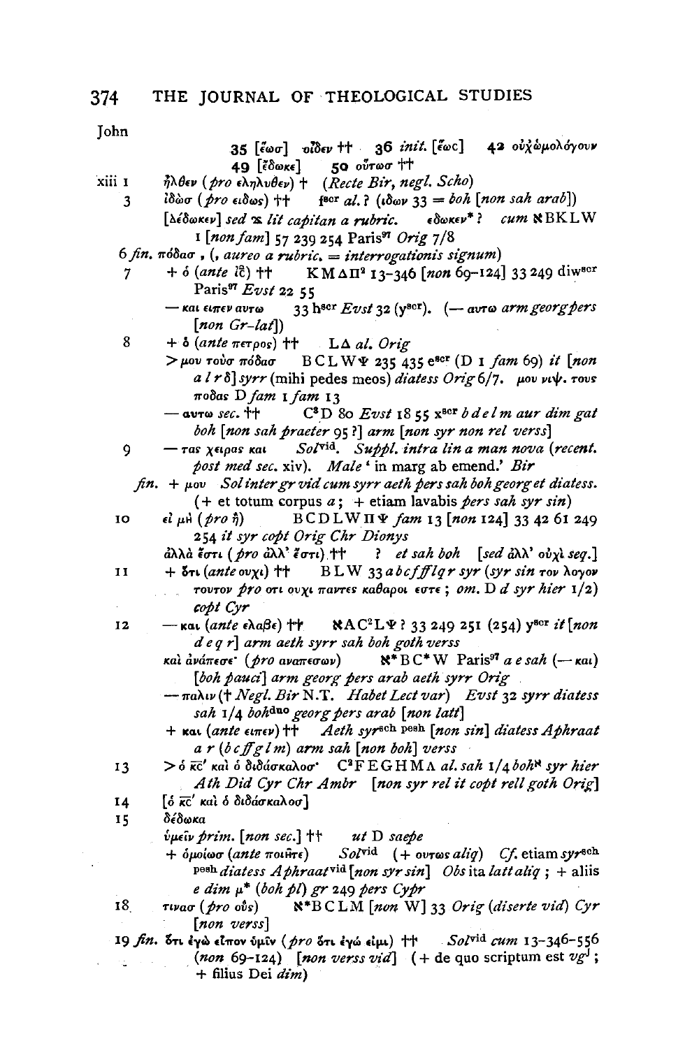John

35 [ἕωσ] οἶδεν †† 36 *init.* [ἕωc] 42 οὐχ ὡμολόγουν
49 [ἔδωκε] 50 οὕτωσ ††

xiii 1 ἦλθεν (*pro* εληλυθεν) † (*Recte Bir, negl. Scho*)

3 ἰδὼσ (*pro* ειδως) †† f^scr *al.* ? (ιδων 33 = *boh* [*non sah arab*])
[Δέδωκεν] *sed* ⌧ *lit capitan a rubric.* εδωκεν\* ? *cum* ℵBKLW
1 [*non fam*] 57 239 254 Paris^97 *Orig* 7/8

6 *fin.* πόδασ ⸴ (⸴ *aureo a rubric.* = *interrogationis signum*)

7 + ὁ (*ante* ιc̄) †† KMΔΠ^2 13-346 [*non* 69-124] 33 249 diw^scr
Paris^97 *Evst* 22 55
— και ειπεν αυτω 33 h^scr *Evst* 32 (y^scr). (— αυτω *arm georg pers*
[*non Gr-lat*])

8 + ὁ (*ante* πετρος) †† LΔ *al. Orig*
> μου τοὺσ πόδασ BCLWΨ 235 435 e^scr (D 1 *fam* 69) *it* [*non*
*a l r δ*] *syrr* (mihi pedes meos) *diatess Orig* 6/7. μου νιψ. τους
ποδας D *fam* 1 *fam* 13
— αυτω *sec.* †† C^3D 80 *Evst* 18 55 x^scr *b d e l m aur dim gat*
*boh* [*non sah praeter* 95 ?] *arm* [*non syr non rel verss*]

9 — τας χειρας και *Sol*^vid. *Suppl. intra lin a man nova* (*recent.*
*post med sec.* xiv). *Male* 'in marg ab emend.' *Bir*

*fin.* + μου *Sol inter gr vid cum syrr aeth pers sah boh georg et diatess.*
(+ et totum corpus *a*; + etiam lavabis *pers sah syr sin*)

10 εἰ μὴ (*pro* ἢ) BCDLWΠΨ *fam* 13 [*non* 124] 33 42 61 249
254 *it syr copt Orig Chr Dionys*
ἀλλὰ ἔστι (*pro* ἀλλ' ἔστι) †† ? *et sah boh* [*sed* ἀλλ' οὐχὶ *seq.*]

11 + ὅτι (*ante* ουχι) †† BLW 33 *a b c f ff l q r syr* (*syr sin* τον λογον
τουτον *pro* οτι ουχι παντες καθαροι εστε ; *om.* D *d syr hier* 1/2)
*copt Cyr*

12 — και (*ante* ελαβε) †† ℵAC^2LΨ ? 33 249 251 (254) y^scr *it* [*non*
*d e q r*] *arm aeth syrr sah boh goth verss*
καὶ ἀνάπεσε· (*pro* αναπεσων) ℵ\*BC\*W Paris^97 *a e sah* (— και)
[*boh pauci*] *arm georg pers arab aeth syrr Orig*
— παλιν († *Negl. Bir* N.T. *Habet Lect var*) *Evst* 32 *syrr diatess*
*sah* 1/4 *boh*^duo *georg pers arab* [*non latt*]
+ και (*ante* ειπεν) †† *Aeth syr*^sch pesh [*non sin*] *diatess Aphraat*
*a r* (*b c ff g l m*) *arm sah* [*non boh*] *verss*

13 > ὁ κc̄' καὶ ὁ διδάσκαλοσ· C^2FEGHMΛ *al. sah* 1/4 *boh*^ℵ *syr hier*
*Ath Did Cyr Chr Ambr* [*non syr rel it copt rell goth Orig*]

14 [ὁ κc̄' καὶ ὁ διδάσκαλοσ]

15 δέδωκα
ὑμεῖν *prim.* [*non sec.*] †† *ut* D *saepe*
+ ὁμοίωσ (*ante* ποιῆτε) *Sol*^vid (+ ουτως *aliq*) *Cf.* etiam *syr*^sch
pesh *diatess Aphraat*^vid [*non syr sin*] *Obs* ita *latt aliq* ; + aliis
*e dim* μ\* (*boh pl*) *gr* 249 *pers Cypr*

18 τινασ (*pro* οὓς) ℵ\*BCLM [*non* W] 33 *Orig* (*diserte vid*) *Cyr*
[*non verss*]

19 *fin.* ὅτι ἐγὼ εἶπον ὑμῖν (*pro* ὅτι ἐγώ εἰμι) †† *Sol*^vid *cum* 13-346-556
(*non* 69-124) [*non verss vid*] (+ de quo scriptum est *vg*^J ;
+ filius Dei *dim*)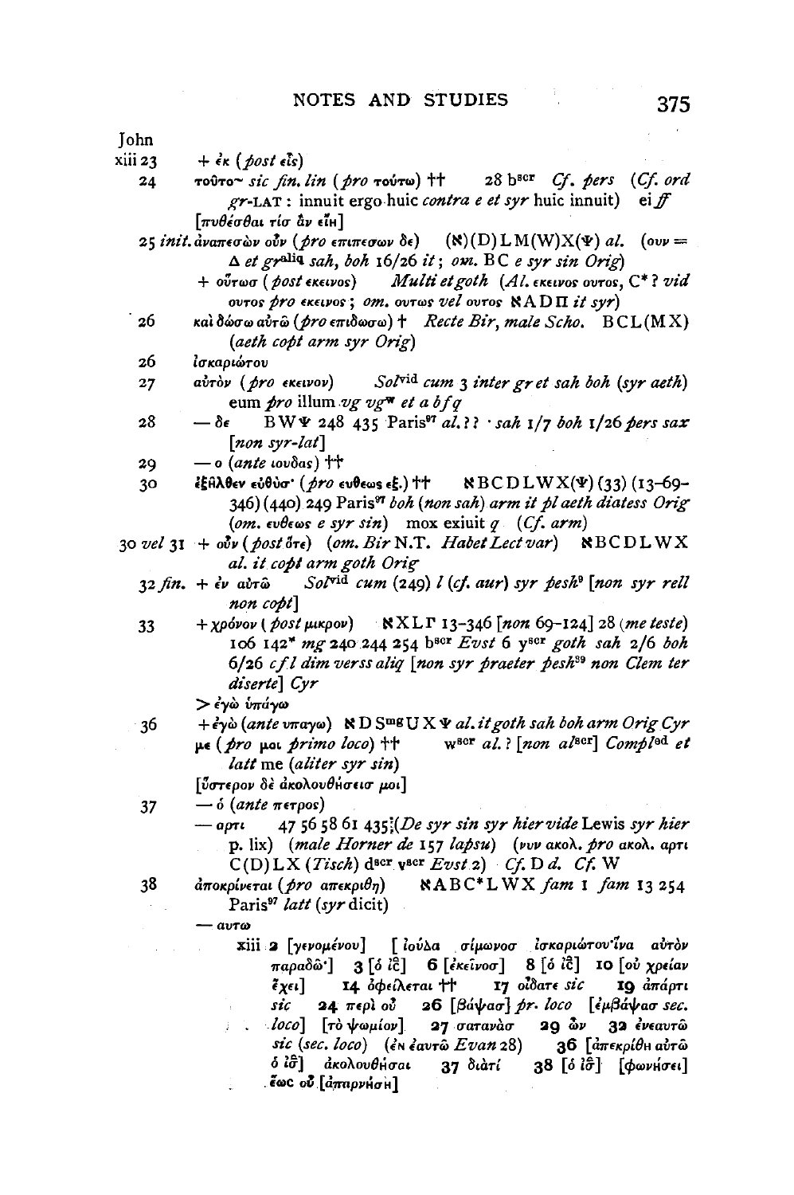John

xiii 23 + ἐκ (*post* εἷς)

24 τοῦτο~ *sic fin. lin* (*pro* τούτῳ) †† 28 b[scr] *Cf. pers* (*Cf. ord gr*-LAT : innuit ergo huic *contra e et syr* huic innuit) ei *ff* [πυθέσθαι τίσ ἂν εἴη]

25 *init.* ἀναπεσὼν οὖν (*pro* επιπεσων δε) (ℵ)(D) L M(W)X(Ψ) *al.* (ουν = Δ *et gr*[aliq] *sah, boh* 16/26 *it*; *om.* B C *e syr sin Orig*)

+ οὕτωσ (*post* εκεινος) *Multi et goth* (*Al.* εκεινος ουτος, C\* ? *vid* ουτος *pro* εκεινος; *om.* ουτως *vel* ουτος ℵ A D Π *it syr*)

26 καὶ δώσω αὐτῷ (*pro* επιδωσω) † *Recte Bir, male Scho.* B C L (M X) (*aeth copt arm syr Orig*)

26 ἰσκαριώτου

27 αὐτὸν (*pro* εκεινον) *Sol*[vid] *cum* 3 *inter gr et sah boh* (*syr aeth*) eum *pro* illum *vg vg*[w] *et a b f q*

28 — δε B W Ψ 248 435 Paris[97] *al.* ? ? · *sah* 1/7 *boh* 1/26 *pers sax* [*non syr-lat*]

29 — ο (*ante* ιουδας) ††

30 ἐξῆλθεν εὐθύσ· (*pro* ευθεως εξ.) †† ℵ B C D L W X(Ψ) (33) (13–69–346) (440) 249 Paris[97] *boh* (*non sah*) *arm it pl aeth diatess Orig* (*om.* ευθεως *e syr sin*) mox exiuit *q* (*Cf. arm*)

30 *vel* 31 + οὖν (*post* ὅτε) (*om. Bir* N.T. *Habet Lect var*) ℵ B C D L W X *al. it copt arm goth Orig*

32 *fin.* + ἐν αὐτῷ *Sol*[vid] *cum* (249) *l* (*cf. aur*) *syr pesh*[9] [*non syr rell non copt*]

33 + χρόνον (*post* μικρον) ℵ X L Γ 13–346 [*non* 69–124] 28 (*me teste*) 106 142\* *mg* 240 244 254 b[scr] *Evst* 6 y[scr] *goth sah* 2/6 *boh* 6/26 *c f l dim verss aliq* [*non syr praeter pesh*[39] *non Clem ter diserte*] *Cyr*

> ἐγὼ ὑπάγω

36 + ἐγὼ (*ante* υπαγω) ℵ D S[mg] U X Ψ *al. it goth sah boh arm Orig Cyr*

με (*pro* μοι *primo loco*) †† w[scr] *al.* ? [*non al*[scr]] *Compl*[ed] *et latt* me (*aliter syr sin*)

[ὕστερον δὲ ἀκολουθήσεισ μοι]

37 — ὁ (*ante* πετρος)

— αρτι 47 56 58 61 435⁝(*De syr sin syr hier vide* Lewis *syr hier* p. lix) (*male Horner de* 157 *lapsu*) (νυν ακολ. *pro* ακολ. αρτι C(D) L X (*Tisch*) d[scr] v[scr] *Evst* 2) *Cf.* D *d. Cf.* W

38 ἀποκρίνεται (*pro* απεκριθη) ℵ A B C\* L W X *fam* 1 *fam* 13 254 Paris[97] *latt* (*syr* dicit)

— αυτω

xiii 2 [γενομένου] [ἰούδα σίμωνοσ ἰσκαριώτου·ἵνα αὐτὸν παραδῶ·] 3 [ὁ ἰς̅] 6 [ἐκεῖνοσ] 8 [ὁ ἰς̅] 10 [οὐ χρείαν ἔχει] 14 ὀφείλεται †† 17 οἴδατε *sic* 19 ἀπάρτι *sic* 24 περὶ οὗ 26 [βάψασ] *pr. loco* [ἐμβάψασ *sec. loco*] [τὸ ψωμίον] 27 σαταvὰσ 29 ὧν 32 ἐνεαυτῷ *sic* (*sec. loco*) (ἐν ἑαυτῷ *Evan* 28) 36 [ἀπεκρίθη αὐτῷ ὁ ἰσ̅] ἀκολουθῆσαι 37 διὰτί 38 [ὁ ἰσ̅] [φωνήσει] ἕωσ οὗ [ἀπαρνήσῃ]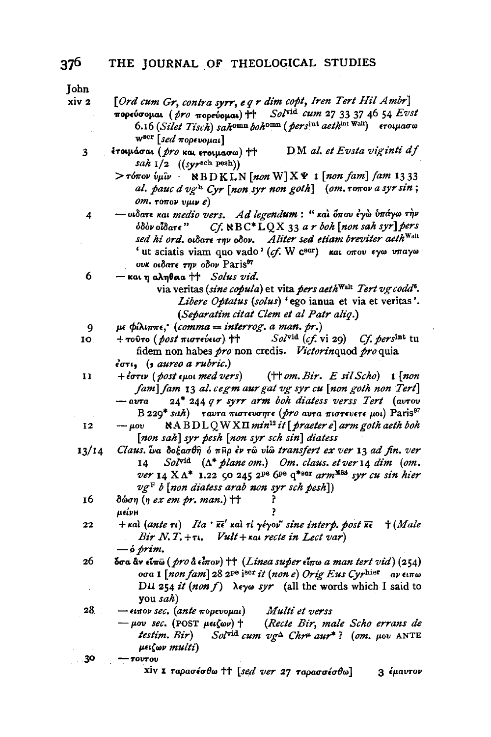John

xiv 2 [*Ord cum Gr, contra syrr, e q r dim copt, Iren Tert Hil Ambr*]
πορεύσομαι (*pro* πορεύομαι) †† *Sol*vid *cum* 27 33 37 46 54 *Evst* 6.16 (*Silet Tisch*) *sah*omn *boh*omn (*pers*int *aeth*int Walt) ετοιμασω wscr [*sed* πορευομαι]

3 ἑτοιμάσαι (*pro* και ετοιμασω) †† D M *al. et Evsta viginti df sah* 1/2 ((*syr*sch pesh))
> τόπον ὑμῖν ℵ B D K L N [*non* W] X Ψ 1 [*non fam*] *fam* 13 33 *al. pauc d vg*E *Cyr* [*non syr non goth*] (*om.* τοπον *a syr sin*; *om.* τοπον υμιν *e*)

4 — οιδατε και *medio vers. Ad legendum*: "καὶ ὅπου ἐγὼ ὑπάγω τὴν ὁδὸν οἴδατε" *Cf.* ℵ B C* L Q X 33 *a r boh* [*non sah syr*] *pers sed hi ord.* οιδατε την οδον. *Aliter sed etiam breviter aeth*Walt 'ut sciatis viam quo vado' (*cf.* W cscr) και οπου εγω υπαγω ουκ οιδατε την οδον Paris97

6 — και η αληθεια †† *Solus vid.*
via veritas (*sine copula*) et vita *pers aeth*Walt *Tert vg codd*6. *Libere Optatus* (*solus*) 'ego ianua et via et veritas'. (*Separatim citat Clem et al Patr aliq.*)

9 με φίλιππε,· (*comma = interrog. a man. pr.*)

10 + τοῦτο (*post* πιστεύεις) †† *Sol*vid (*cf.* vi 29) *Cf. pers*int tu fidem non habes *pro* non credis. *Victorin*quod *pro* quia
ἐστι, (, *aureo a rubric.*)

11 + ἐστιν (*post* εμοι *med vers*) (†† *om. Bir. E sil Scho*) 1 [*non fam*] *fam* 13 *al. c e g m aur gat vg syr cu* [*non goth non Tert*]
— αυτα 24* 244 *q r syrr arm boh diatess verss Tert* (αυτου B 229* *sah*) ταυτα πιστευσητε (*pro* αυτα πιστευετε μοι) Paris97

12 — μου ℵ A B D L Q W X Π *min*12 *it* [*praeter e*] *arm goth aeth boh* [*non sah*] *syr pesh* [*non syr sch sin*] *diatess*

13/14 *Claus.* ἵνα δοξασθῇ ὁ π̅η̅ρ̅ ἐν τῷ υἱῷ *transfert ex ver* 13 *ad fin. ver* 14 *Sol*vid (Λ* *plane om.*) *Om. claus. et ver* 14 *dim* (*om. ver* 14 X Λ* 1.22 50 245 2pe 6pe q*scr *arm*MSS *syr cu sin hier vg*F *b* [*non diatess arab non syr sch pesh*])

16 δώσῃ (η *ex em pr. man.*) †† ?
μείνη ?

22 + καὶ (*ante* τι) *Ita* ' κ̅ε̅' καὶ τί γέγον' *sine interp. post* κ̅ε̅ † (*Male Bir N.T.* + τι. *Vult* + και *recte in Lect var*)
— ὁ *prim.*

26 ὅσα ἂν εἴπω (*pro* ἃ εἶπον) †† (*Linea super* εἴπω *a man tert vid*) (254) οσα 1 [*non fam*] 28 2pe iscr *it* (*non e*) *Orig Eus Cyr*hier αν ειπω D Π 254 *it* (*non f*) λεγω *syr* (all the words which I said to you *sah*)

28 — ειπον *sec.* (*ante* πορευομαι) *Multi et verss*
— μου *sec.* (POST μειζων) † (*Recte Bir, male Scho errans de testim. Bir*) *Sol*vid *cum vg*Δ *Chr*μ *aur*\* ? (*om.* μου ANTE μειζων *multi*)

30 — τουτου
xiv 1 ταρασέσθω †† [*sed ver* 27 ταρασσέσθω] 3 ἐμαυτον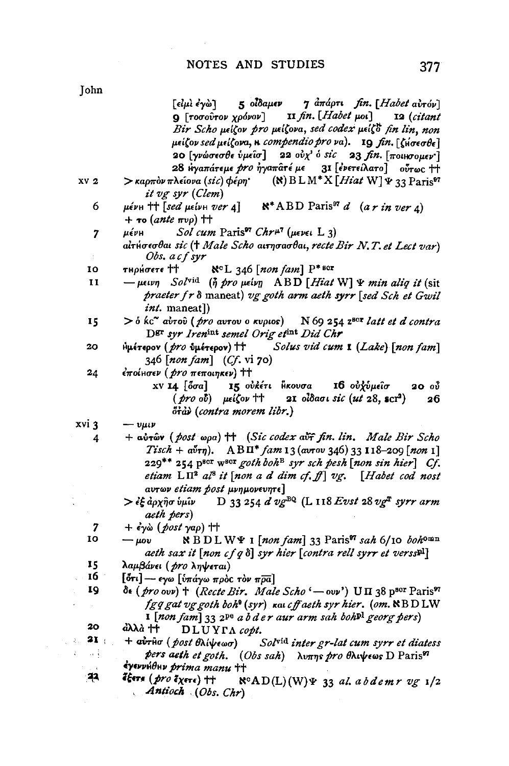John

[εἰμὶ ἐγὼ] 5 οἴδαμεν 7 ἀπάρτι *fin.* [*Habet* αὐτόν] 9 [τοσοῦτον χρόνον] 11 *fin.* [*Habet* μοι] 12 (*citant Bir Scho* μείζον *pro* μείζονα, *sed codex* μείζõ *fin lin, non* μείζον *sed* μείζονα, ⲕ *compendio pro* να). 19 *fin.* [ζήσεσθε] 20 [γνώσεσθε ὑμεῖσ] 22 οὐχ' ὁ *sic* 23 *fin.* [ποιησομεν·] 28 ἠγαπάτεμε *pro* ἠγαπᾶτέ με 31 [ἐνετείλατο] οὕτως ††

xv 2 > καρπὸν πλείονα (*sic*) φέρη· (ℵ) B L M* X [*Hiat* W] Ψ 33 Paris[97] *it vg syr* (*Clem*)

6 μένη †† [*sed* μείνη *ver* 4] ℵ* A B D Paris[97] *d* (*a r in ver* 4) + το (*ante* πυρ) ††

7 μένη *Sol cum* Paris[97] *Chr*[μ7] (μενει L 3) αἰτήσεσθαι *sic* († *Male Scho* αιτησασθαι, *recte Bir N.T. et Lect var*) *Obs. a c f syr*

10 τηρήσετε †† ℵ[c] L 346 [*non fam*] P*[scr]

11 — μεινη *Sol*[vid] (ᾖ *pro* μείνῃ A B D [*Hiat* W] Ψ *min aliq it* (sit *praeter f r* δ maneat) *vg goth arm aeth syrr* [*sed Sch et Gwil int.* maneat])

15 > ὁ κc˜ αὐτοῦ (*pro* αυτου ο κυριος) N 69 254 z[scr] *latt et d contra* D[gr] *syr Iren*[int] *semel Orig et*[int] *Did Chr*

20 ἡμέτερον (*pro* ὑμέτερον) †† *Solus vid cum* 1 (*Lake*) [*non fam*] 346 [*non fam*] (*Cf.* vi 70)

24 ἐποίησεν (*pro* πεποιηκεν) ††

xv 14 [ὅσα] 15 οὐκέτι ἤκουσα 16 οὐχ̓ὑμεῖσ 20 οὖ (*pro* οὐ) μεῖζον †† 21 οἴδασι *sic* (*ut* 28, scr[3]) 26 ὅτ̓ὰν (*contra morem libr.*)

xvi 3 — υμιν

4 + αὐτῶν (*post* ωρα) †† (*Sic codex* αὐτ̄ *fin. lin. Male Bir Scho Tisch* + αὕτη). A B Π* *fam* 13 (αυτου 346) 33 118–209 [*non* 1] 229** 254 p[scr] w[scr] *goth boh*[B] *syr sch pesh* [*non sin hier*] *Cf. etiam* L Π[2] *al*[8] *it* [*non a d dim cf. ff*] *vg*. [*Habet cod nost* αυτων *etiam post* μνημονευητε]

> ἐξ ἀρχῆσ ὑμῖν D 33 254 *d vg*[BQ] (L 118 *Evst* 28 *vg*[T] *syrr arm aeth pers*)

7 + ἐγὼ (*post* γαρ) ††

10 — μου ℵ B D L W Ψ 1 [*non fam*] 33 Paris[97] *sah* 6/10 *boh*[omn] *aeth sax it* [*non c f q* δ] *syr hier* [*contra rell syrr et verss*[pl]]

15 λαμβάνει (*pro* λημψεται)

16 [ὅτι] — εγω [ὑπάγω πρὸς τὸν πρα̅]

19 δε (*pro* ουν) † (*Recte Bir. Male Scho* '— ουν') U Π 38 p[scr] Paris[97] *f g q gat vg goth boh*[9] (*syr*) και *c ff aeth syr hier.* (*om.* ℵ B D L W 1 [*non fam*] 33 2[pe] *a b d e r aur arm sah boh*[pl] *georg pers*)

20 ἀλλὰ †† D L U Y Γ Λ *copt.*

21 + αὐτῆσ (*post* θλίψεωσ) *Sol*[vid] *inter gr-lat cum syrr et diatess pers aeth et goth.* (*Obs sah*) λυπης *pro* θλιψεως D Paris[97] ἐγεννήθην *prima manu* ††

22 ἕξετε (*pro* ἔχετε) †† ℵ[c] A D (L) (W) Ψ 33 *al. a b d e m r vg* 1/2 *Antioch* (*Obs. Chr*)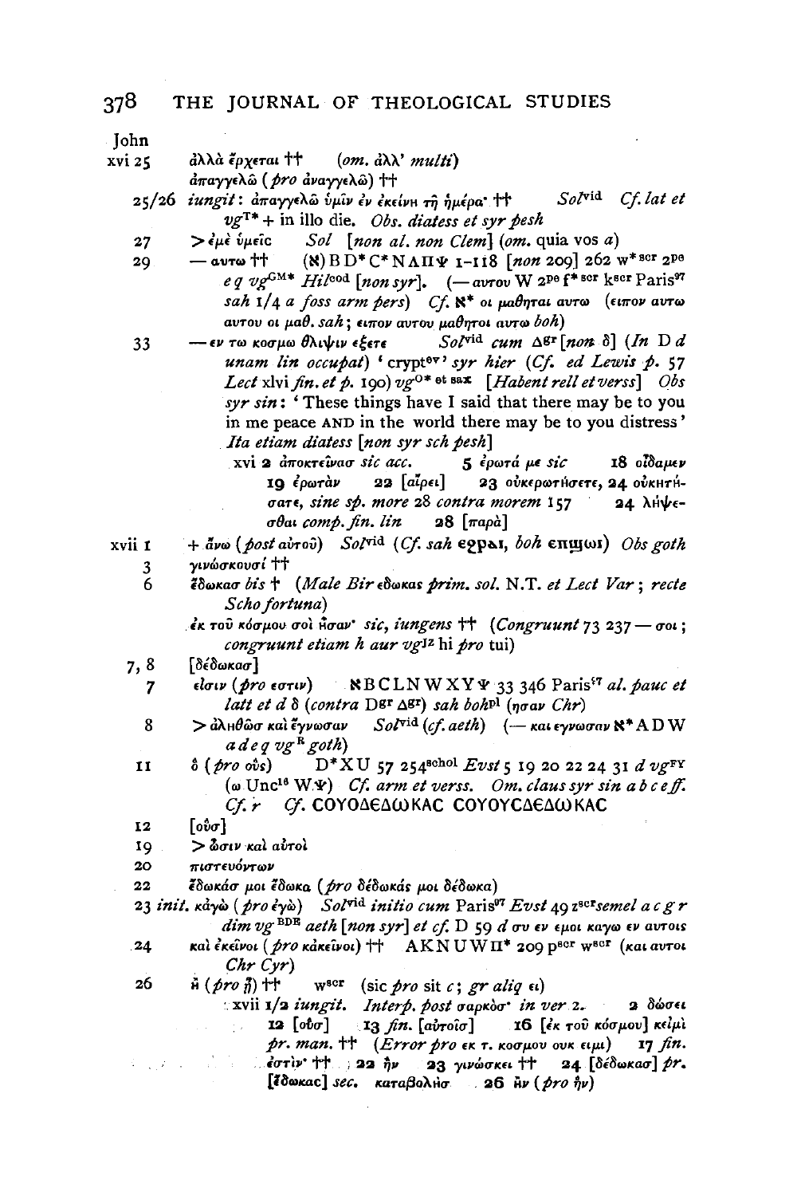John

xvi 25 ἀλλὰ ἔρχεται †† (*om.* ἀλλ' *multi*)

ἀπαγγελῶ (*pro* ἀναγγελῶ) ††

25/26 *iungit*: ἀπαγγελῶ ὑμῖν ἐν ἐκείνη τῇ ἡμέρα· †† Sol[vid] *Cf. lat et vg*[T*] + in illo die. *Obs. diatess et syr pesh*

27 > ἐμὲ ὑμεῖς Sol [*non al. non Clem*] (*om.* quia vos *a*)

29 — αυτω †† (א) B D* C* N Λ Π Ψ 1–118 [*non* 209] 262 w*[scr] 2[pe] *e q vg*[GM*] *Hil*[cod] [*non syr*]. (— αυτου W 2[pe] f*[scr] k[scr] Paris[97] *sah* 1/4 *a foss arm pers*) *Cf.* א* οι μαθηται αυτω (ειπον αυτω αυτου οι μαθ. *sah*; ειπον αυτου μαθηται αυτω *boh*)

33 — εν τω κοσμω θλιψιν εξετε Sol[vid] *cum* Δ[gr] [*non* δ] (*In* D *d unam lin occupat*) 'crypt[ev]' *syr hier* (*Cf. ed Lewis p.* 57 *Lect* xlvi *fin. et p.* 190) *vg*[O* et sax] [*Habent rell et verss*] *Obs syr sin*: 'These things have I said that there may be to you in me peace AND in the world there may be to you distress' *Ita etiam diatess* [*non syr sch pesh*]

xvi 2 ἀποκτεῖνασ *sic acc.* 5 ἐρωτά με *sic* 18 οἴδαμεν 19 ἐρωτὰν 22 [αἴρει] 23 οὐκερωτήσετε, 24 οὐκητήσατε, *sine sp. more* 28 *contra morem* 157 24 λήψεσθαι *comp. fin. lin* 28 [παρὰ]

xvii 1 + ἄνω (*post* αὐτοῦ) Sol[vid] (*Cf. sah* ⲉϩⲣⲁⲓ, *boh* ⲉⲡϣⲱⲓ) *Obs goth*

3 γινώσκουσί ††

6 ἔδωκασ *bis* † (*Male Bir* εδωκας *prim. sol.* N.T. *et Lect Var*; *recte Scho fortuna*)

ἐκ τοῦ κόσμου σοὶ ἦσαν· *sic, iungens* †† (*Congruunt* 73 237 — σοι; *congruunt etiam h aur vg*[JZ] hi *pro* tui)

7, 8 [δέδωκασ]

7 εἰσιν (*pro* εστιν) א B C L N W X Y Ψ 33 346 Paris[97] *al. pauc et latt et d δ* (*contra* D[gr] Δ[gr]) *sah boh*[pl] (ησαν *Chr*)

8 > ἀληθῶσ καὶ ἔγνωσαν Sol[vid] (*cf. aeth*) (— και εγνωσαν א* A D W *a d e q vg*[R] *goth*)

11 ὃ (*pro* οὓς) D* X U 57 254[schol] *Evst* 5 19 20 22 24 31 *d vg*[FY] (ω Unc[16] W Ψ) *Cf. arm et verss. Om. claus syr sin a b c e ff. Cf. r Cf.* ⲤⲞⲨⲞⲆⲈⲆⲰⲔⲀⲤ ⲤⲞⲨⲞⲨⲤⲆⲈⲆⲰⲔⲀⲤ

12 [οὓσ]

19 > ὦσιν καὶ αὐτοὶ

20 πιστευόντων

22 ἔδωκάσ μοι ἔδωκα (*pro* δέδωκάς μοι δέδωκα)

23 *init.* κἀγὼ (*pro* ἐγὼ) Sol[vid] *initio cum* Paris[97] *Evst* 49 z[scr] *semel a c g r dim vg*[BDE] *aeth* [*non syr*] *et cf.* D 59 *d* συ εν εμοι καγω εν αυτοις

24 καὶ ἐκεῖνοι (*pro* κἀκεῖνοι) †† A K N U W Π* 209 p[scr] w[scr] (και αυτοι *Chr Cyr*)

26 ἡ (*pro* ᾖ) †† w[scr] (sic *pro* sit *c*; *gr aliq* ει)

xvii 1/2 *iungit. Interp. post* σαρκὸσ· *in ver* 2. 2 δώσει 12 [οὖσ] 13 *fin.* [αὐτοῖσ] 16 [ἐκ τοῦ κόσμου] κεἰμὶ *pr. man.* †† (*Error pro* εκ τ. κοσμου ουκ ειμι) 17 *fin.* ἐστὶν· †† 22 ἦν 23 γινώσκει †† 24 [δέδωκασ] *pr.* [ἔδωκας] *sec.* καταβολῆσ 26 ἣν (*pro* ἦν)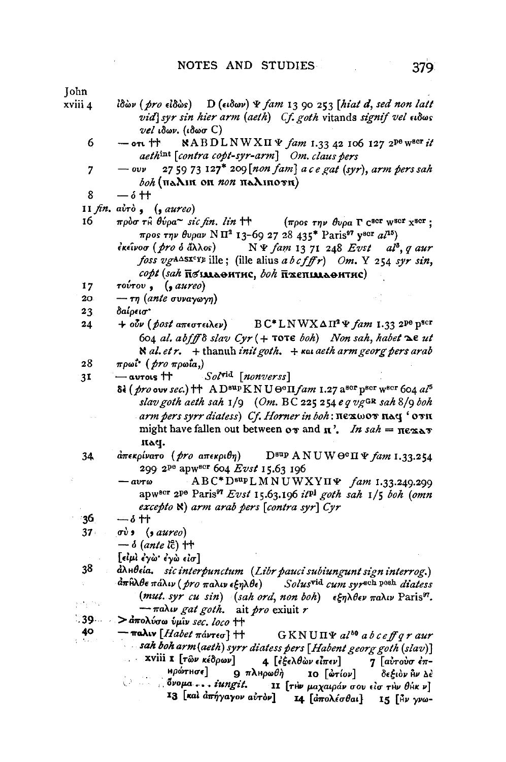John

xviii 4 ἰδὼν (*pro* εἰδὼς) D (ειδων) Ψ *fam* 13 90 253 [*hiat d, sed non latt vid*] *syr sin hier arm* (*aeth*) *Cf. goth* vitands *signif vel* ειδως *vel* ιδων. (ιδωσ C)

6 — οτι †† ℵABDLNWXΠΨ *fam* 1.33 42 106 127 2pe wscr *it aeth*int [*contra copt-syr-arm*] *Om. claus pers*

7 — ουν 27 59 73 127* 209 [*non fam*] *a c e gat* (*syr*), *arm pers sah boh* (ⲡⲁⲗⲓⲛ ⲟⲛ *non* ⲡⲁⲗⲓⲛⲟⲩⲛ)

8 — ὁ ††

11 *fin.* αὐτὸ , (, *aureo*)

16 πρὸσ τῆ θύρα~ *sic fin. lin* †† (προς την θυρα Γ cscr wscr xscr ; προς την θυραν N Π² 13-69 27 28 435* Paris97 yscr *al*15)

ἐκεῖνοσ (*pro* ὁ ἄλλος) N Ψ *fam* 13 71 248 *Evst al*8, *q aur foss vg*AΔSXcYP ille ; (ille alius *a b c f ff r*) *Om.* Y 254 *syr sin, copt* (*sah* ⲡⲕⲉⲙⲁⲑⲏⲧⲏⲥ, *boh* ⲡⲭⲉⲛⲙⲁⲑⲏⲧⲏⲥ)

17 τούτου , (, *aureo*)

20 — τη (*ante* συναγωγη)

23 δαίρεισ·

24 + οὖν (*post* απεστειλεν) B C* L N W X Δ Π² Ψ *fam* 1.33 2pe pscr 604 *al. a b f ff δ slav Cyr* (+ ⲧⲟⲧⲉ *boh*) *Non sah, habet* ⲇⲉ *ut* ℵ *al. et r.* + thanuh *init goth.* + και *aeth arm georg pers arab*

28 πρωΐ· (*pro* πρωΐα,)

31 — αυτοις †† *Sol*vid [*nonverss*]

δὲ (*pro* ουν *sec.*) †† A Dsup K N U Θ° Π *fam* 1.27 ascr pscr wscr 604 *al*5 *slav goth aeth sah* 1/9 (*Om.* B C 225 254 *e q vg*GR *sah* 8/9 *boh arm pers syrr diatess*) *Cf. Horner in boh*: ⲡⲉϫⲱⲟⲩ ⲛⲁϥ ' ⲟⲩⲛ might have fallen out between ⲟⲩ and ⲛ'. *In sah* = ⲡⲉϫⲁⲩ ⲛⲁϥ.

34 ἀπεκρίνατο (*pro* απεκριθη) Dsup A N U W Θ° Π Ψ *fam* 1.33.254 299 2pe apwscr 604 *Evst* 15.63 196

— αυτω A B C* Dsup L M N U W X Y Π Ψ *fam* 1.33.249.299 apwscr 2pe Paris97 *Evst* 15.63.196 *it*pl *goth sah* 1/5 *boh* (*omn excepto* ℵ) *arm arab pers* [*contra syr*] *Cyr*

36 — ὁ ††

37 σὺ , (, *aureo*)

— ὁ (*ante* ι͞ς) ††

[εἰμὶ ἐγὼ· ἐγὼ εἰσ]

38 ἀληθεία. *sic interpunctum* (*Libr pauci subiungunt sign interrog.*)

ἀπῆλθε πάλιν (*pro* παλιν εξηλθε) *Solus*vid *cum syr*sch posh *diatess* (*mut. syr cu sin*) (*sah ord, non boh*) εξηλθεν παλιν Paris97.

— παλιν *gat goth.* ait *pro* exiuit *r*

39 > ἀπολύσω ὑμῖν *sec. loco* ††

40 — παλιν [*Habet* πάντεσ] †† G K N U Π Ψ *al*50 *a b c e ff q r aur sah boh arm* (*aeth*) *syrr diatess pers* [*Habent georg goth* (*slav*)]

xviii 1 [τῶν κέδρων] 4 [ἐξελθὼν εἶπεν] 7 [αὐτοὺσ ἐπηρώτησε] 9 πληρωθῆ 10 [ὠτίον] δεξιὸν ἦν δὲ ὄνομα . . . *iungit.* 11 [τὴν μαχαιράν σου εἰσ τὴν θήκ ν] 13 [καὶ ἀπήγαγον αὐτὸν] 14 [ἀπολέσθαι] 15 [ἦν γνω-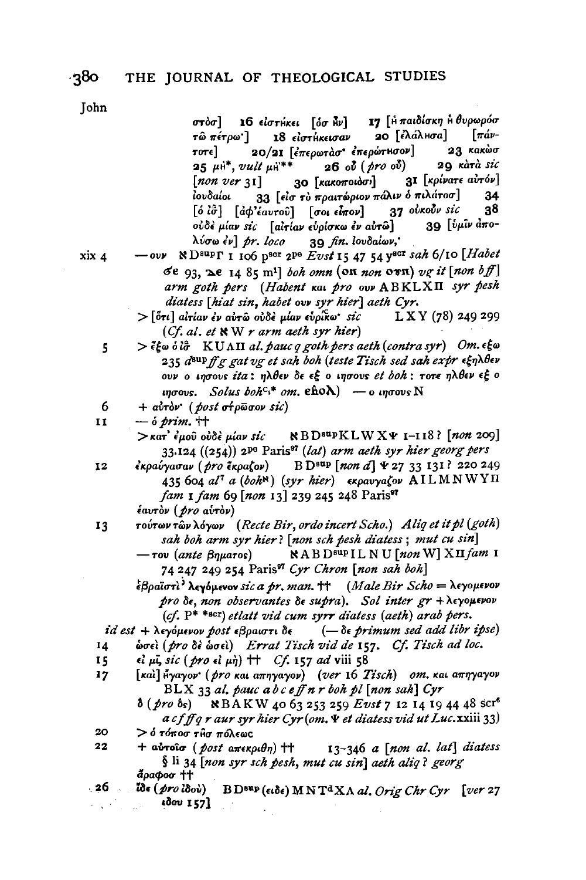John

στὸσ] 16 εἰστήκει [ὅσ ἦν] 17 [ἡ παιδίσκη ἡ θυρωρόσ τῷ πέτρῳ·] 18 εἰστήκεισαν 20 [ἐλάλησα] [πάντοτε] 20/21 [ἐπερωτᾷσ· ἐπερώτησον] 23 κακῶσ 25 μὴ*, *vult* μὴ** 26 οὗ (*pro* οὗ) 29 κατὰ *sic* [*non ver* 31] 30 [κακοποιόσ] 31 [κρίνατε αὐτόν] ἰουδαῖοι 33 [εἰσ τὸ πραιτώριον πάλιν ὁ πιλάτοσ] 34 [ὁ ἰσ̄] [ἀφ'ἑαυτοῦ] [σοι εἶπον] 37 οὐκοῦν *sic* 38 οὐδὲ μίαν *sic* [αἰτίαν εὑρίσκω ἐν αὐτῷ] 39 [ὑμῖν ἀπολύσω ἐν] *pr. loco* 39 *fin.* ἰουδαίων,·

xix 4 — ουν ℵDsupΓ 1 106 pscr 2pe *Evst* 15 47 54 yscr *sah* 6/10 [*Habet* σe 93, ϫe 14 85 m¹] *boh omn* (ⲟⲛ *non* ⲟⲩⲛ) *vg it* [*non bff*] *arm goth pers* (*Habent* και *pro* ουν ABKLXΠ *syr pesh diatess* [*hiat sin, habet* ουν *syr hier*] *aeth Cyr.*

> [ὅτι] αἰτίαν ἐν αὐτῷ οὐδὲ μίαν εὑρίσκω· *sic* LXY (78) 249 299 (*Cf. al. et* ℵW *r arm aeth syr hier*)

5 > ἔξω ὁ ἰσ̄ KUΛΠ *al. pauc q goth pers aeth* (*contra syr*) *Om.* εξω 235 dsup *ff g gat vg et sah boh* (*teste Tisch sed sah expr* εξηλθεν ουν ο ιησους *ita*: ηλθεν δε εξ ο ιησους *et boh*: τοτε ηλθεν εξ ο ιησους. *Solus boh*c,\* *om.* ⲉⲃⲟⲗ) — ο ιησους N

6 + αὐτὸν· (*post* στρῶσον *sic*)

11 — ὁ *prim.* ††

> κατ' ἐμοῦ οὐδὲ μίαν *sic* ℵBDsupKLWXΨ 1–118? [*non* 209] 33.124 ((254)) 2pe Paris97 (*lat*) *arm aeth syr hier georg pers*

12 ἐκραύγασαν (*pro* ἔκραζον) BDsup [*non d*] Ψ 27 33 131? 220 249 435 604 *al*⁷ *a* (*boh*ℵ) (*syr hier*) εκραυγαζον AILMNWYΠ *fam* 1 *fam* 69 [*non* 13] 239 245 248 Paris97

ἑαυτὸν (*pro* αὐτὸν)

13 τούτων τῶν λόγων (*Recte Bir, ordo incert Scho.*) *Aliq et it pl* (*goth*) *sah boh arm syr hier*? [*non sch pesh diatess*; *mut cu sin*]

— του (*ante* βηματος) ℵABDsupILNU [*non* W] XΠ *fam* 1 74 247 249 254 Paris97 *Cyr Chron* [*non sah boh*]

ἑβραϊστὶ· λεγόμενον *sic a pr. man.* †† (*Male Bir Scho* = λεγομενον *pro* δε, *non observantes* δε *supra*). *Sol inter gr* + λεγομενον (*cf.* P\* \*scr) *et latt vid cum syrr diatess* (*aeth*) *arab pers.*

*id est* + λεγόμενον *post* εβραιστι δε (— δε *primum sed add libr ipse*)

14 ὡσεὶ (*pro* δὲ ὡσεὶ) *Errat Tisch vid de* 157. *Cf. Tisch ad loc.*

15 εἰ μὴ, *sic* (*pro* εἰ μὴ) †† *Cf.* 157 *ad* viii 58

17 [καὶ] ἤγαγον· (*pro* και απηγαγον) (*ver* 16 *Tisch*) *om.* και απηγαγον BLX 33 *al. pauc a b c e ff n r boh pl* [*non sah*] *Cyr*

ὃ (*pro* ὃς) ℵBAKW 40 63 253 259 *Evst* 7 12 14 19 44 48 scr⁶ *a c f ff q r aur syr hier Cyr* (*om.* Ψ *et diatess vid ut Luc.*xxiii 33)

20 > ὁ τόποσ τῆσ πόλεωσ

22 + αὐτοῖσ (*post* απεκριθη) †† 13–346 *a* [*non al. lat*] *diatess* § li 34 [*non syr sch pesh, mut cu sin*] *aeth aliq? georg*

ἄραφοσ ††

26 ἴδε (*pro* ἰδού) BDsup (ειδε) MNTdXΛ *al. Orig Chr Cyr* [*ver* 27 ιδου 157]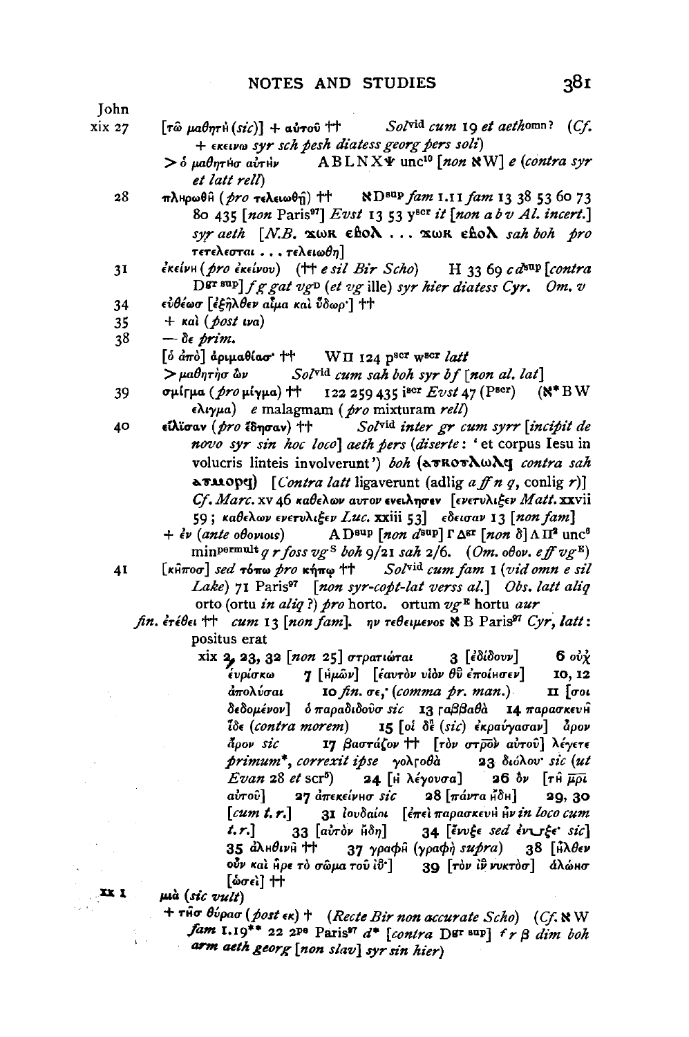John

xix 27 [τῶ μαθητῆ (*sic*)] + αὐτοῦ †† *Sol*[vid] *cum* 19 *et aeth*[omn]? (*Cf.* + εκεινω *syr sch pesh diatess georg pers soli*)

> ὁ μαθητῆσ αὐτῆν ABLNXΨ unc[10] [*non* ℵW] *e* (*contra syr et latt rell*)

28 πληρωθῆ (*pro* τελειωθῇ) †† ℵD[sup] *fam* 1.11 *fam* 13 38 53 60 73 80 435 [*non* Paris[97]] *Evst* 13 53 y[scr] *it* [*non a b v Al. incert.*] *syr aeth* [*N.B.* ϫⲱⲕ ⲉⲃⲟⲗ . . . ϫⲱⲕ ⲉⲃⲟⲗ *sah boh pro* τετελεσται . . . τελειωθη]

31 ἐκείνη (*pro* ἐκείνου) (†† *e sil Bir Scho*) H 33 69 *c d*[sup] [*contra* D[gr sup]] *f g gat vg*[D] (*et vg* ille) *syr hier diatess Cyr. Om. v*

34 εὐθέωσ [ἐξῆλθεν αἷμα καὶ ὕδωρ·] ††

35 + καὶ (*post* ινα)

38 — δε *prim.*

[ὁ ἀπὸ] ἀριμαθίασ· †† WΠ 124 p[scr] w[scr] *latt*

> μαθητὴσ ὢν *Sol*[vid] *cum sah boh syr b f* [*non al. lat*]

39 σμίγμα (*pro* μίγμα) †† 122 259 435 i[scr] *Evst* 47 (P[scr]) (ℵ*BW ελιγμα) *e* malagmam (*pro* mixturam *rell*)

40 εἴλισαν (*pro* ἔδησαν) †† *Sol*[vid] *inter gr cum syrr* [*incipit de novo syr sin hoc loco*] *aeth pers* (*diserte*: 'et corpus Iesu in volucris linteis involverunt') *boh* (ⲁⲩⲕⲟⲧⲗⲱⲗϥ *contra sah* ⲁⲩⲙⲟⲣϥ) [*Contra latt* ligaverunt (adlig *a ff n q*, conlig *r*)] *Cf. Marc.* xv 46 καθελων αυτον ενειλησεν [ενετυλιξεν *Matt.* xxvii 59; καθελων ενετυλιξεν *Luc.* xxiii 53] εδεισαν 13 [*non fam*]

+ ἐν (*ante* οθονιοις) AD[sup] [*non d*[sup]] ΓΔ[gr] [*non* δ] ΛΠ[2] unc[6] min[permult] *q r foss vg*[S] *boh* 9/21 *sah* 2/6. (*Om.* οθον. *e ff vg*[E])

41 [κῆποσ] *sed* τόπω *pro* κήπῳ †† *Sol*[vid] *cum fam* 1 (*vid omn e sil Lake*) 71 Paris[97] [*non syr-copt-lat verss al.*] *Obs. latt aliq* orto (ortu *in aliq* ?) *pro* horto. ortum *vg*[E] hortu *aur*

*fin.* ἐτέθει †† *cum* 13 [*non fam*]. ην τεθειμενος ℵ B Paris[97] *Cyr, latt*: positus erat

xix 2, 23, 32 [*non* 25] στρατιῶται 3 [ἐδίδουν] 6 οὐχ εὑρίσκω 7 [ἡμῶν] [ἑαυτὸν υἱὸν θῦ ἐποίησεν] 10, 12 ἀπολύσαι 10 *fin.* σε,· (*comma pr. man.*) 11 [σοι δεδομένον] ὁ παραδιδοῦσ *sic* 13 γαββαθὰ 14 παρασκευῆ ἴδε (*contra morem*) 15 [οἱ δὲ (*sic*) ἐκραύγασαν] ἆρον ἆρον *sic* 17 βαστάζον †† [τὸν στρ̄ο̄ν̄ αὐτοῦ] λέγετε *primum\**, *correxit ipse* γολγοθὰ 23 διόλου· *sic* (*ut Evan* 28 *et* scr[5]) 24 [ἡ λέγουσα] 26 ὃν [τῆ μ̄ρ̄ῑ αὐτοῦ] 27 ἀπεκείνησ *sic* 28 [πάντα ἤδη] 29, 30 [*cum t. r.*] 31 ἰουδαίοι [ἐπεὶ παρασκευὴ ἦν *in loco cum t. r.*] 33 [αὐτὸν ἤδη] 34 [ἔνυξε *sed* ἐνυξε· *sic*] 35 ἀληθινῆ †† 37 γραφῆ (γραφὴ *supra*) 38 [ἦλθεν οὖν καὶ ἦρε τὸ σῶμα τοῦ ῑῡ·] 39 [τὸν ῑῡ νυκτὸσ] ἀλώησ [ὡσεὶ] ††

xx 1 μιὰ (*sic vult*)

+ τῆσ θύρασ (*post* εκ) † (*Recte Bir non accurate Scho*) (*Cf.* ℵW *fam* 1.19\*\* 22 2p[e] Paris[97] *d*\* [*contra* D[gr sup]] *f r β dim boh arm aeth georg* [*non slav*] *syr sin hier*)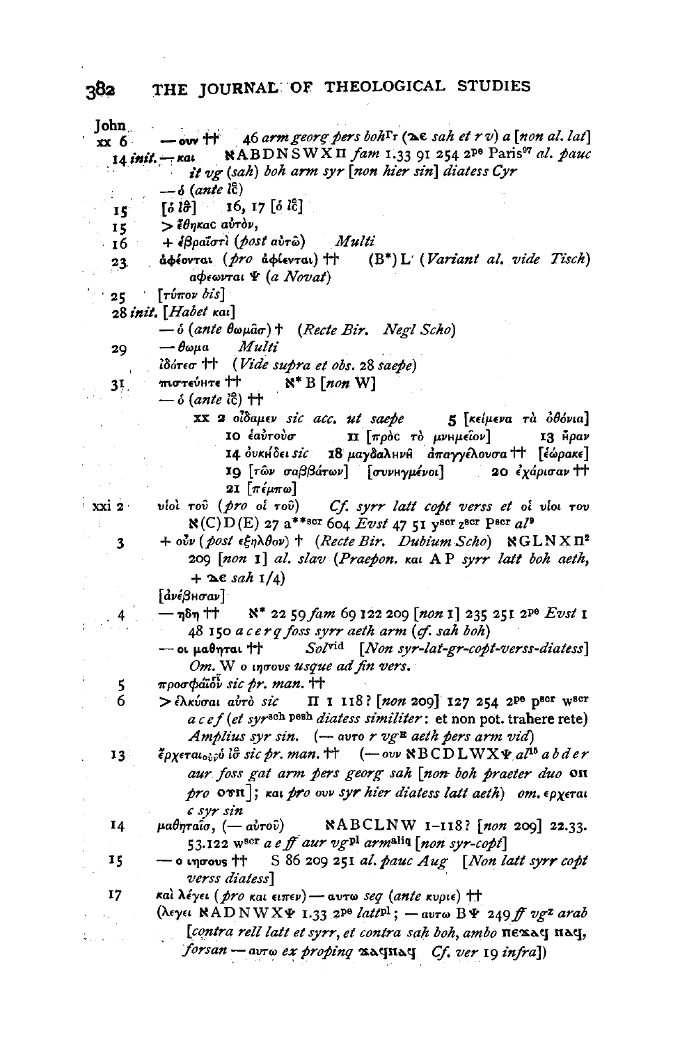John
xx 6 — ουν †† 46 *arm georg pers boh*[Γr] (ϫⲉ *sah et r v*) *a* [*non al. lat*]

14 *init.* — και ℵABDNSWXΠ *fam* 1.33 91 254 2[pe] Paris[97] *al. pauc it vg* (*sah*) *boh arm syr* [*non hier sin*] *diatess Cyr*

— ὁ (*ante* ιс̄)

15 [ὁ ιῡ] 16, 17 [ὁ ιс̄]

15 > ἔθηκας αὐτὸν,

16 + ἑβραϊστὶ (*post* αὐτῷ) *Multi*

23 ἀφέονται (*pro* ἀφίενται) †† (B*) L (*Variant al. vide Tisch*) αφεωνται Ψ (*a Novat*)

25 [τύπον *bis*]

28 *init.* [*Habet* και]

— ὁ (*ante* θωμᾶσ) † (*Recte Bir. Negl Scho*)

29 — θωμα *Multi*

ἰδόντεσ †† (*Vide supra et obs.* 28 *saepe*)

31 πιστεύητε †† ℵ* B [*non* W]

— ὁ (*ante* ιс̄) ††

xx 2 οἴδαμεν *sic acc. ut saepe* 5 [κείμενα τὰ ὀθόνια] 10 ἑαυτοὺσ 11 [πρὸς τὸ μνημεῖον] 13 ἦραν 14 οὐκήδει *sic* 18 μαγδαληνὴ ἀπαγγέλουσα †† [ἑώρακε] 19 [τῶν σαββάτων] [συνηγμένοι] 20 ἐχάρισαν †† 21 [πέμπω]

xxi 2 υἱοὶ τοῦ (*pro* οἱ τοῦ) *Cf. syrr latt copt verss et* οἱ υἱοι του ℵ(C)D(E) 27 a**[scr] 604 *Evst* 47 51 y[scr] z[scr] p[scr] *al*[9]

3 + οὖν (*post* ἐξῆλθον) † (*Recte Bir. Dubium Scho*) ℵGLNXΠ[2] 209 [*non* 1] *al. slav* (*Praepon.* και A P *syrr latt boh aeth*, + ϫⲉ *sah* 1/4)

[ἀνέβησαν]

4 — ηδη †† ℵ* 22 59 *fam* 69 122 209 [*non* 1] 235 251 2[pe] *Evst* 1 48 150 *a c e r q foss syrr aeth arm* (*cf. sah boh*)

— οι μαθηται †† *Sol*[vid] [*Non syr-lat-gr-copt-verss-diatess*] *Om.* W ο ιησους *usque ad fin vers.*

5 προσφάϊον *sic pr. man.* ††

6 > ἑλκύσαι αὐτὸ *sic* Π 1 118? [*non* 209] 127 254 2[pe] p[scr] w[scr] *a c e f* (*et syr*[sch pesh] *diatess similiter*: et non pot. trahere rete) *Amplius syr sin.* (— αυτο *r vg*[E] *aeth pers arm vid*)

13 ἔρχεται οὖν ὁ ιῡ *sic pr. man.* †† (— ουν ℵBCDLWXΨ *al*[15] *a b d e r aur foss gat arm pers georg sah* [*non boh praeter duo* ⲟⲛ *pro* ⲟⲩⲛ]; και *pro* ουν *syr hier diatess latt aeth*) *om.* ερχεται *c syr sin*

14 μαθηταῖσ, (— αὐτοῦ) ℵABCLNW 1–118? [*non* 209] 22.33. 53.122 w[scr] *a e ff aur vg*[pl] *arm*[aliq] [*non syr-copt*]

15 — ο ιησους †† S 86 209 251 *al. pauc Aug* [*Non latt syrr copt verss diatess*]

17 καὶ λέγει (*pro* και ειπεν) — αυτω *seq* (*ante* κυριε) †† (λεγει ℵADNWXΨ 1.33 2[pe] *latt*[pl]; — αυτω BΨ 249 *ff vg*[z] *arab* [*contra rell latt et syrr, et contra sah boh, ambo* ⲡⲉϫⲁϥ ⲛⲁϥ, *forsan* — αυτω *ex propinq* ϫⲁϥⲛⲁϥ *Cf. ver* 19 *infra*])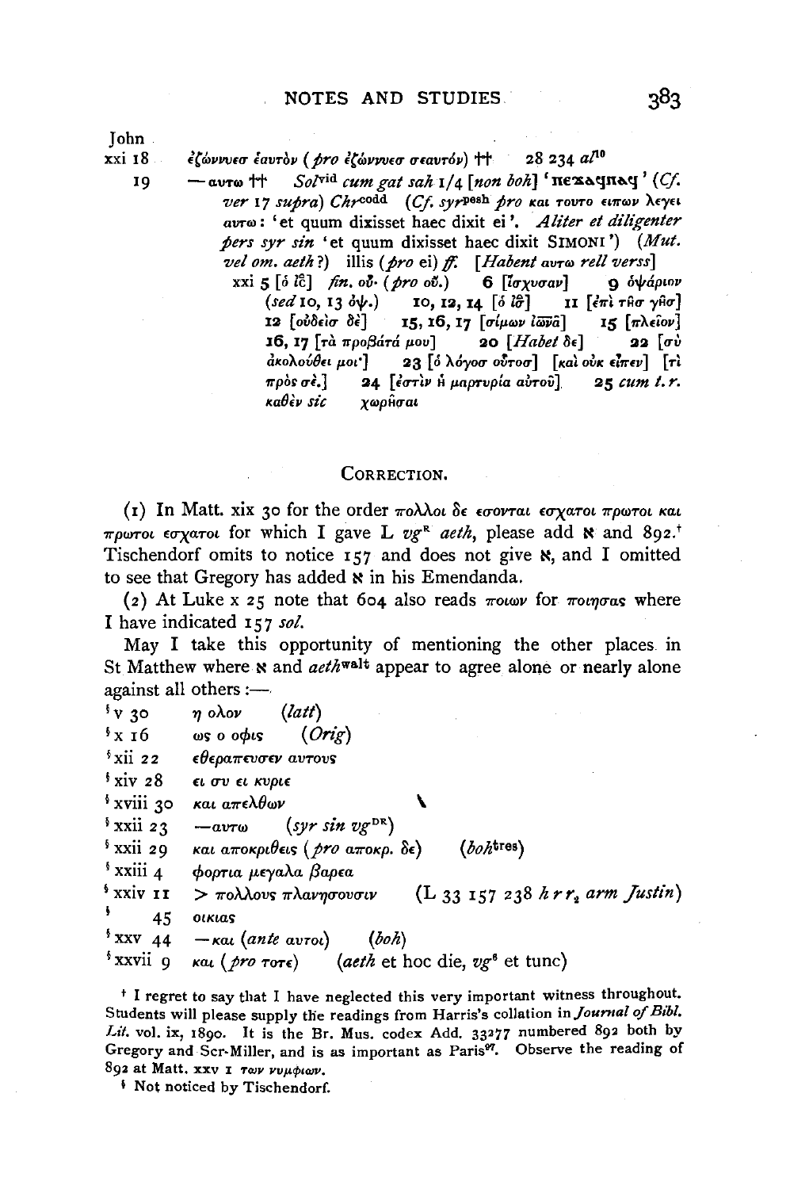John

xxi 18 ἐζώννυεσ ἑαυτὸν (*pro* ἐζώννυεσ σεαυτόν) †† 28 234 *al*[10]

19 — αυτω †† *Sol*[vid] *cum gat sah* 1/4 [*non boh*] 'ⲡⲉϫⲁϥⲛⲁϥ' (*Cf. ver* 17 *supra*) *Chr*[codd] (*Cf. syr*[pesh] *pro* και τουτο ειπων λεγει αυτω: 'et quum dixisset haec dixit ei'. *Aliter et diligenter pers syr sin* 'et quum dixisset haec dixit SIMONI') (*Mut. vel om. aeth*?) illis (*pro* ei) *ff.* [*Habent* αυτω *rell verss*]

xxi 5 [ὁ ἰς̄] *fin.* οὔ· (*pro* οὔ.) 6 [ἴσχυσαν] 9 ὀψάριον (*sed* 10, 13 ὀψ.) 10, 12, 14 [ὁ ἰς̄] 11 [ἐπὶ τῆσ γῆσ] 12 [οὐδεὶσ δὲ] 15, 16, 17 [σίμων ἰωνᾶ] 15 [πλεῖον] 16, 17 [τὰ προβάτά μου] 20 [*Habet* δε] 22 [σὺ ἀκολούθει μοι·] 23 [ὁ λόγοσ οὗτοσ] [καὶ οὐκ εἶπεν] [τί πρὸς σέ.] 24 [ἐστὶν ἡ μαρτυρία αὐτοῦ] 25 *cum t.r.* καθὲν *sic* χωρῆσαι

## CORRECTION.

(1) In Matt. xix 30 for the order πολλοι δε εσονται εσχατοι πρωτοι και πρωτοι εσχατοι for which I gave L *vg*[R] *aeth*, please add ℵ and 892.[†] Tischendorf omits to notice 157 and does not give ℵ, and I omitted to see that Gregory has added ℵ in his Emendanda.

(2) At Luke x 25 note that 604 also reads ποιων for ποιησας where I have indicated 157 *sol.*

May I take this opportunity of mentioning the other places in St Matthew where ℵ and *aeth*[walt] appear to agree alone or nearly alone against all others :—

[§]v 30 η ολον (*latt*)
[§]x 16 ως ο οφις (*Orig*)
[§]xii 22 εθεραπευσεν αυτους
[§]xiv 28 ει συ ει κυριε
[§]xviii 30 και απελθων
[§]xxii 23 —αυτω (*syr sin vg*[DR])
[§]xxii 29 και αποκριθεις (*pro* αποκρ. δε) (*boh*[tres])
[§]xxiii 4 φορτια μεγαλα βαρεα
[§]xxiv 11 > πολλους πλανησουσιν (L 33 157 238 *h r r₂ arm Justin*)
[§] 45 οικιας
[§]xxv 44 — και (*ante* αυτοι) (*boh*)
[§]xxvii 9 και (*pro* τοτε) (*aeth* et hoc die, *vg*[g] et tunc)

[†] I regret to say that I have neglected this very important witness throughout. Students will please supply the readings from Harris's collation in *Journal of Bibl. Lit.* vol. ix, 1890. It is the Br. Mus. codex Add. 33277 numbered 892 both by Gregory and Scr-Miller, and is as important as Paris[97]. Observe the reading of 892 at Matt. xxv 1 των νυμφιων.

[§] Not noticed by Tischendorf.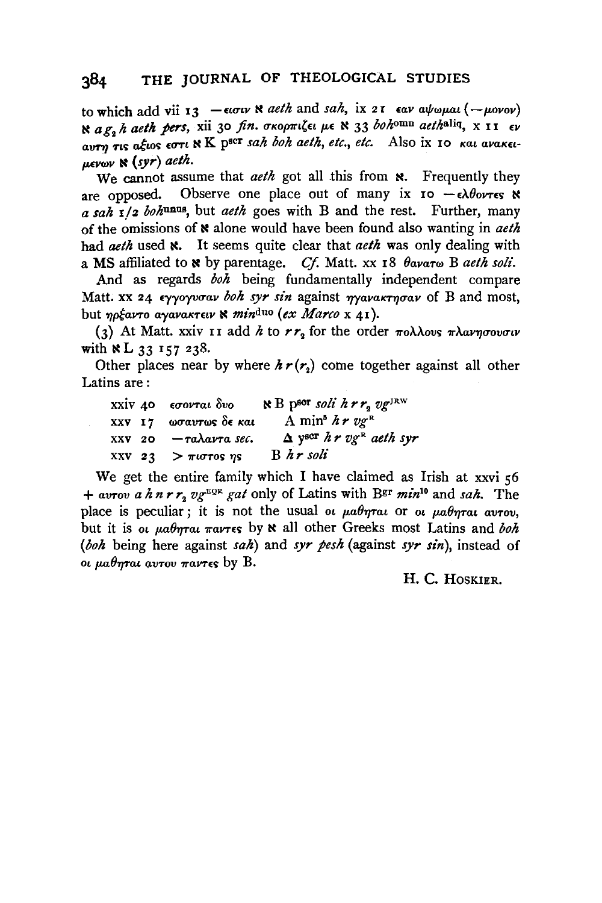to which add vii 13 —*εισιν* ℵ *aeth* and *sah*, ix 21 *εαν αψωμαι* (—*μονον*) ℵ *ag₂ h aeth pers*, xii 30 *fin.* *σκορπιζει με* ℵ 33 *boh*[omn] *aeth*[aliq], x 11 *εν αυτη τις αξιος εστι* ℵ K p[scr] *sah boh aeth, etc., etc.* Also ix 10 *και ανακειμενων* ℵ (*syr*) *aeth*.

We cannot assume that *aeth* got all this from ℵ. Frequently they are opposed. Observe one place out of many ix 10 —*ελθοντες* ℵ *a sah* 1/2 *boh*[unus], but *aeth* goes with B and the rest. Further, many of the omissions of ℵ alone would have been found also wanting in *aeth* had *aeth* used ℵ. It seems quite clear that *aeth* was only dealing with a MS affiliated to ℵ by parentage. *Cf.* Matt. xx 18 *θανατω* B *aeth soli*.

And as regards *boh* being fundamentally independent compare Matt. xx 24 *εγγογυσαν boh syr sin* against *ηγανακτησαν* of B and most, but *ηρξαντο αγανακτειν* ℵ *min*[duo] (*ex Marco* x 41).

(3) At Matt. xxiv 11 add *h* to *r r₂* for the order *πολλους πλανησουσιν* with ℵ L 33 157 238.

Other places near by where *h r* (*r₂*) come together against all other Latins are:

| | | |
|---|---|---|
| xxiv 40 | *εσονται δυο* | ℵ B p[scr] *soli h r r₂ vg*[JRW] |
| xxv 17 | *ωσαυτως δε και* | A min[5] *h r vg*[R] |
| xxv 20 | —*ταλαντα sec.* | Δ y[scr] *h r vg*[R] *aeth syr* |
| xxv 23 | > *πιστος ης* | B *h r soli* |

We get the entire family which I have claimed as Irish at xxvi 56 + *αυτου a h n r r₂ vg*[EQR] *gat* only of Latins with B[gr] *min*[10] and *sah*. The place is peculiar; it is not the usual *οι μαθηται* or *οι μαθηται αυτου*, but it is *οι μαθηται παντες* by ℵ all other Greeks most Latins and *boh* (*boh* being here against *sah*) and *syr pesh* (against *syr sin*), instead of *οι μαθηται αυτου παντες* by B.

H. C. HOSKIER.